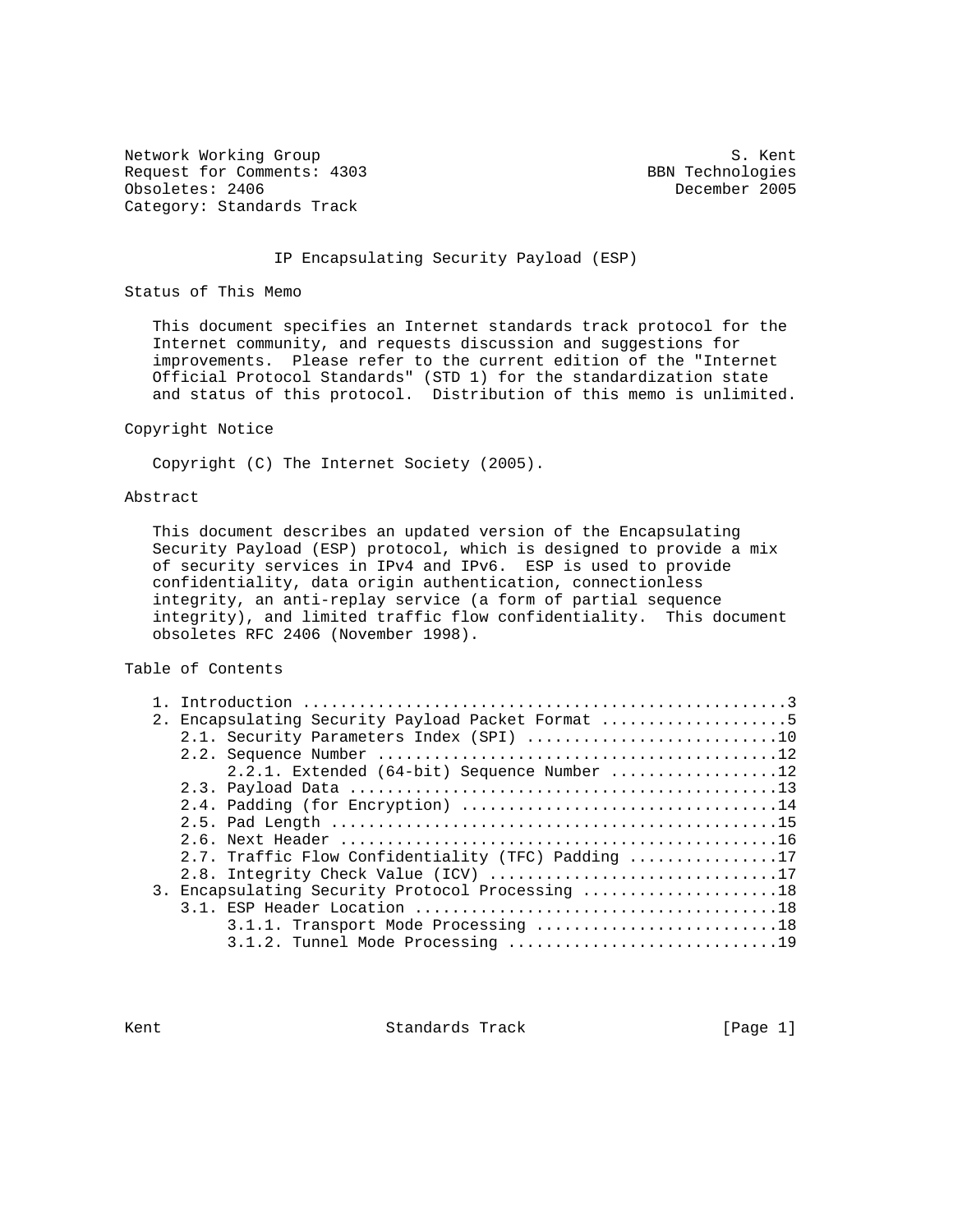Network Working Group S. Kent
Request for Comments: 4303 BBN Technologies
Obsoletes: 2406 December 2005
Category: Standards Track

# IP Encapsulating Security Payload (ESP)

## Status of This Memo

This document specifies an Internet standards track protocol for the Internet community, and requests discussion and suggestions for improvements. Please refer to the current edition of the "Internet Official Protocol Standards" (STD 1) for the standardization state and status of this protocol. Distribution of this memo is unlimited.

## Copyright Notice

Copyright (C) The Internet Society (2005).

## Abstract

This document describes an updated version of the Encapsulating Security Payload (ESP) protocol, which is designed to provide a mix of security services in IPv4 and IPv6. ESP is used to provide confidentiality, data origin authentication, connectionless integrity, an anti-replay service (a form of partial sequence integrity), and limited traffic flow confidentiality. This document obsoletes RFC 2406 (November 1998).

## Table of Contents

```
1. Introduction ....................................................3
2. Encapsulating Security Payload Packet Format ....................5
   2.1. Security Parameters Index (SPI) ...........................10
   2.2. Sequence Number ...........................................12
        2.2.1. Extended (64-bit) Sequence Number ..................12
   2.3. Payload Data ..............................................13
   2.4. Padding (for Encryption) ..................................14
   2.5. Pad Length ................................................15
   2.6. Next Header ...............................................16
   2.7. Traffic Flow Confidentiality (TFC) Padding ................17
   2.8. Integrity Check Value (ICV) ...............................17
3. Encapsulating Security Protocol Processing .....................18
   3.1. ESP Header Location .......................................18
        3.1.1. Transport Mode Processing ..........................18
        3.1.2. Tunnel Mode Processing .............................19
```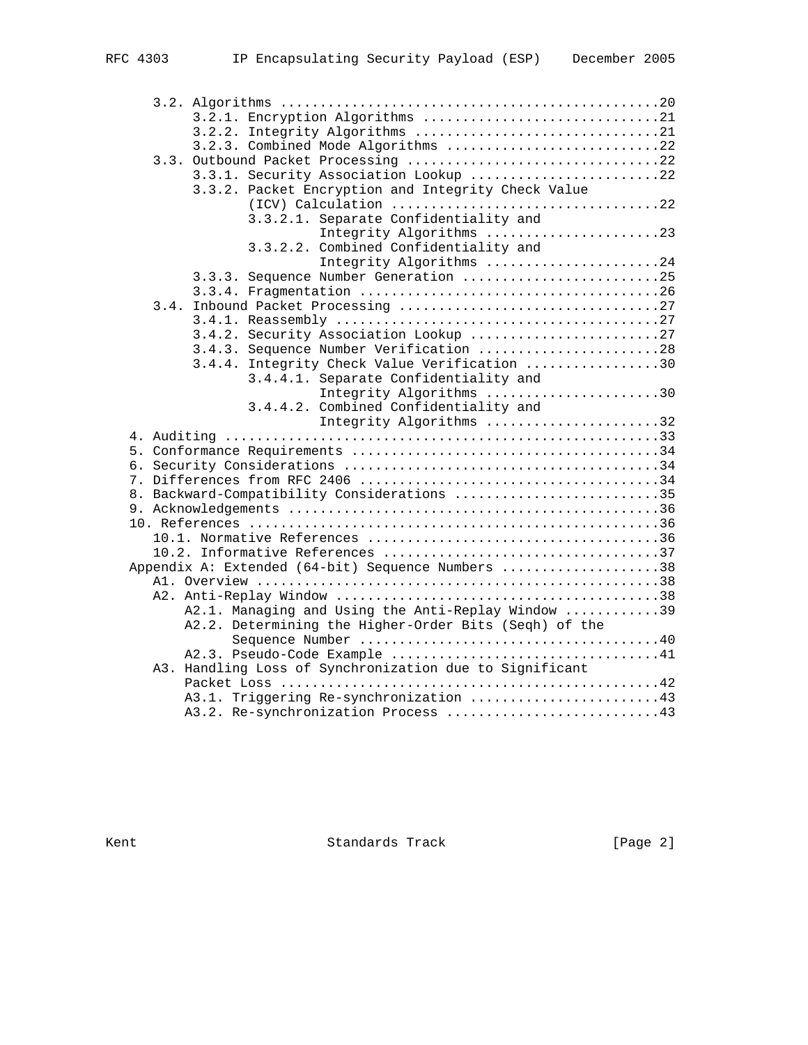```
      3.2. Algorithms ...............................................20
           3.2.1. Encryption Algorithms .............................21
           3.2.2. Integrity Algorithms ..............................21
           3.2.3. Combined Mode Algorithms ..........................22
      3.3. Outbound Packet Processing ...............................22
           3.3.1. Security Association Lookup .......................22
           3.3.2. Packet Encryption and Integrity Check Value
                  (ICV) Calculation .................................22
                  3.3.2.1. Separate Confidentiality and
                           Integrity Algorithms .....................23
                  3.3.2.2. Combined Confidentiality and
                           Integrity Algorithms .....................24
           3.3.3. Sequence Number Generation ........................25
           3.3.4. Fragmentation .....................................26
      3.4. Inbound Packet Processing ................................27
           3.4.1. Reassembly ........................................27
           3.4.2. Security Association Lookup .......................27
           3.4.3. Sequence Number Verification ......................28
           3.4.4. Integrity Check Value Verification ................30
                  3.4.4.1. Separate Confidentiality and
                           Integrity Algorithms .....................30
                  3.4.4.2. Combined Confidentiality and
                           Integrity Algorithms .....................32
   4. Auditing ......................................................33
   5. Conformance Requirements ......................................34
   6. Security Considerations .......................................34
   7. Differences from RFC 2406 .....................................34
   8. Backward-Compatibility Considerations .........................35
   9. Acknowledgements ..............................................36
   10. References ...................................................36
      10.1. Normative References ....................................36
      10.2. Informative References ..................................37
   Appendix A: Extended (64-bit) Sequence Numbers ....................38
      A1. Overview ..................................................38
      A2. Anti-Replay Window ........................................38
          A2.1. Managing and Using the Anti-Replay Window ............39
          A2.2. Determining the Higher-Order Bits (Seqh) of the
                Sequence Number .....................................40
          A2.3. Pseudo-Code Example .................................41
      A3. Handling Loss of Synchronization due to Significant
          Packet Loss ...............................................42
          A3.1. Triggering Re-synchronization .......................43
          A3.2. Re-synchronization Process ..........................43
```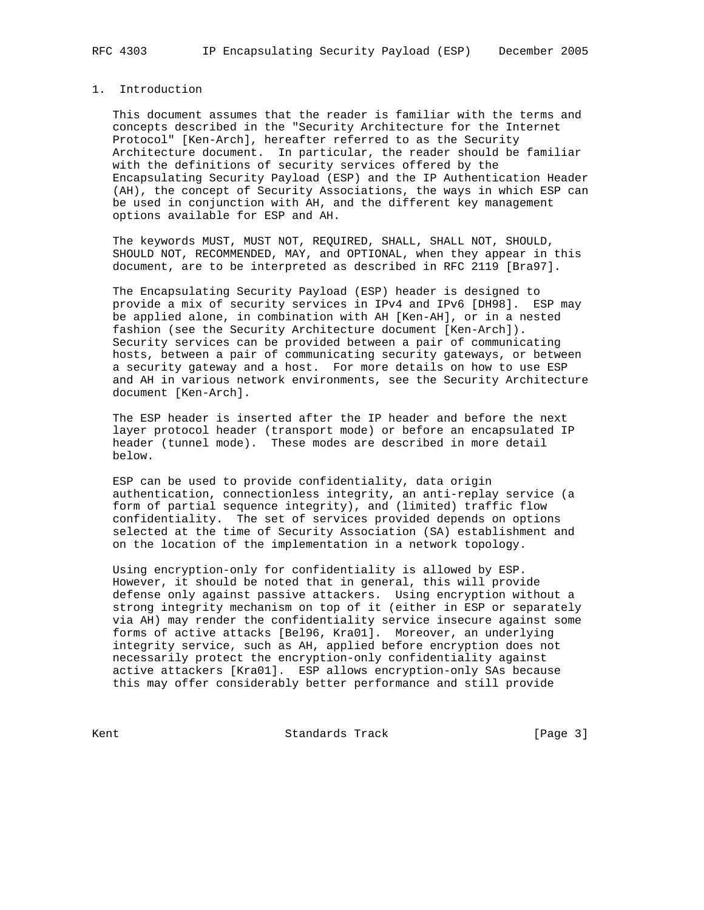# 1. Introduction

This document assumes that the reader is familiar with the terms and concepts described in the "Security Architecture for the Internet Protocol" [Ken-Arch], hereafter referred to as the Security Architecture document. In particular, the reader should be familiar with the definitions of security services offered by the Encapsulating Security Payload (ESP) and the IP Authentication Header (AH), the concept of Security Associations, the ways in which ESP can be used in conjunction with AH, and the different key management options available for ESP and AH.

The keywords MUST, MUST NOT, REQUIRED, SHALL, SHALL NOT, SHOULD, SHOULD NOT, RECOMMENDED, MAY, and OPTIONAL, when they appear in this document, are to be interpreted as described in RFC 2119 [Bra97].

The Encapsulating Security Payload (ESP) header is designed to provide a mix of security services in IPv4 and IPv6 [DH98]. ESP may be applied alone, in combination with AH [Ken-AH], or in a nested fashion (see the Security Architecture document [Ken-Arch]). Security services can be provided between a pair of communicating hosts, between a pair of communicating security gateways, or between a security gateway and a host. For more details on how to use ESP and AH in various network environments, see the Security Architecture document [Ken-Arch].

The ESP header is inserted after the IP header and before the next layer protocol header (transport mode) or before an encapsulated IP header (tunnel mode). These modes are described in more detail below.

ESP can be used to provide confidentiality, data origin authentication, connectionless integrity, an anti-replay service (a form of partial sequence integrity), and (limited) traffic flow confidentiality. The set of services provided depends on options selected at the time of Security Association (SA) establishment and on the location of the implementation in a network topology.

Using encryption-only for confidentiality is allowed by ESP. However, it should be noted that in general, this will provide defense only against passive attackers. Using encryption without a strong integrity mechanism on top of it (either in ESP or separately via AH) may render the confidentiality service insecure against some forms of active attacks [Bel96, Kra01]. Moreover, an underlying integrity service, such as AH, applied before encryption does not necessarily protect the encryption-only confidentiality against active attackers [Kra01]. ESP allows encryption-only SAs because this may offer considerably better performance and still provide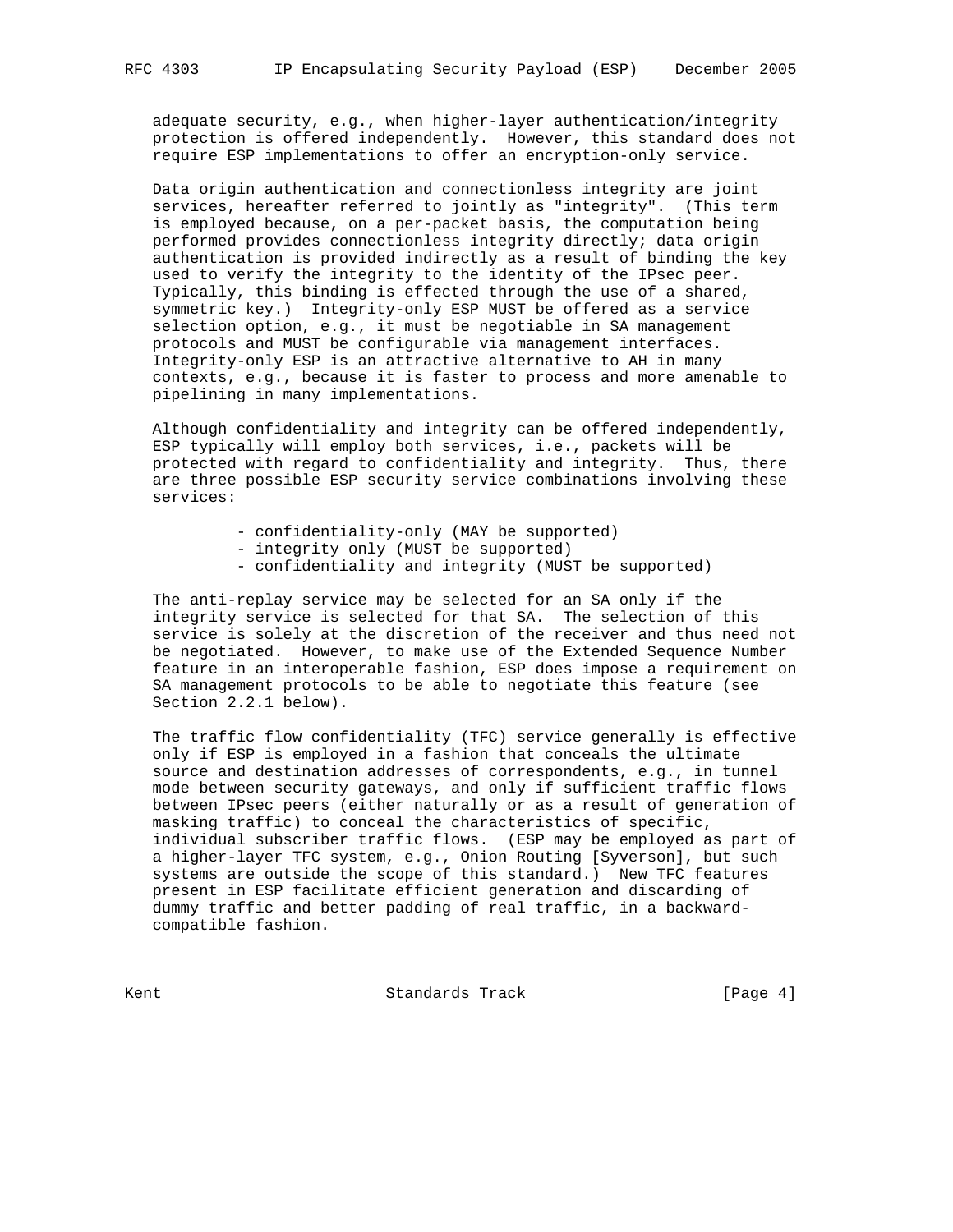adequate security, e.g., when higher-layer authentication/integrity protection is offered independently. However, this standard does not require ESP implementations to offer an encryption-only service.

Data origin authentication and connectionless integrity are joint services, hereafter referred to jointly as "integrity". (This term is employed because, on a per-packet basis, the computation being performed provides connectionless integrity directly; data origin authentication is provided indirectly as a result of binding the key used to verify the integrity to the identity of the IPsec peer. Typically, this binding is effected through the use of a shared, symmetric key.) Integrity-only ESP MUST be offered as a service selection option, e.g., it must be negotiable in SA management protocols and MUST be configurable via management interfaces. Integrity-only ESP is an attractive alternative to AH in many contexts, e.g., because it is faster to process and more amenable to pipelining in many implementations.

Although confidentiality and integrity can be offered independently, ESP typically will employ both services, i.e., packets will be protected with regard to confidentiality and integrity. Thus, there are three possible ESP security service combinations involving these services:

- confidentiality-only (MAY be supported)
- integrity only (MUST be supported)
- confidentiality and integrity (MUST be supported)

The anti-replay service may be selected for an SA only if the integrity service is selected for that SA. The selection of this service is solely at the discretion of the receiver and thus need not be negotiated. However, to make use of the Extended Sequence Number feature in an interoperable fashion, ESP does impose a requirement on SA management protocols to be able to negotiate this feature (see Section 2.2.1 below).

The traffic flow confidentiality (TFC) service generally is effective only if ESP is employed in a fashion that conceals the ultimate source and destination addresses of correspondents, e.g., in tunnel mode between security gateways, and only if sufficient traffic flows between IPsec peers (either naturally or as a result of generation of masking traffic) to conceal the characteristics of specific, individual subscriber traffic flows. (ESP may be employed as part of a higher-layer TFC system, e.g., Onion Routing [Syverson], but such systems are outside the scope of this standard.) New TFC features present in ESP facilitate efficient generation and discarding of dummy traffic and better padding of real traffic, in a backward-compatible fashion.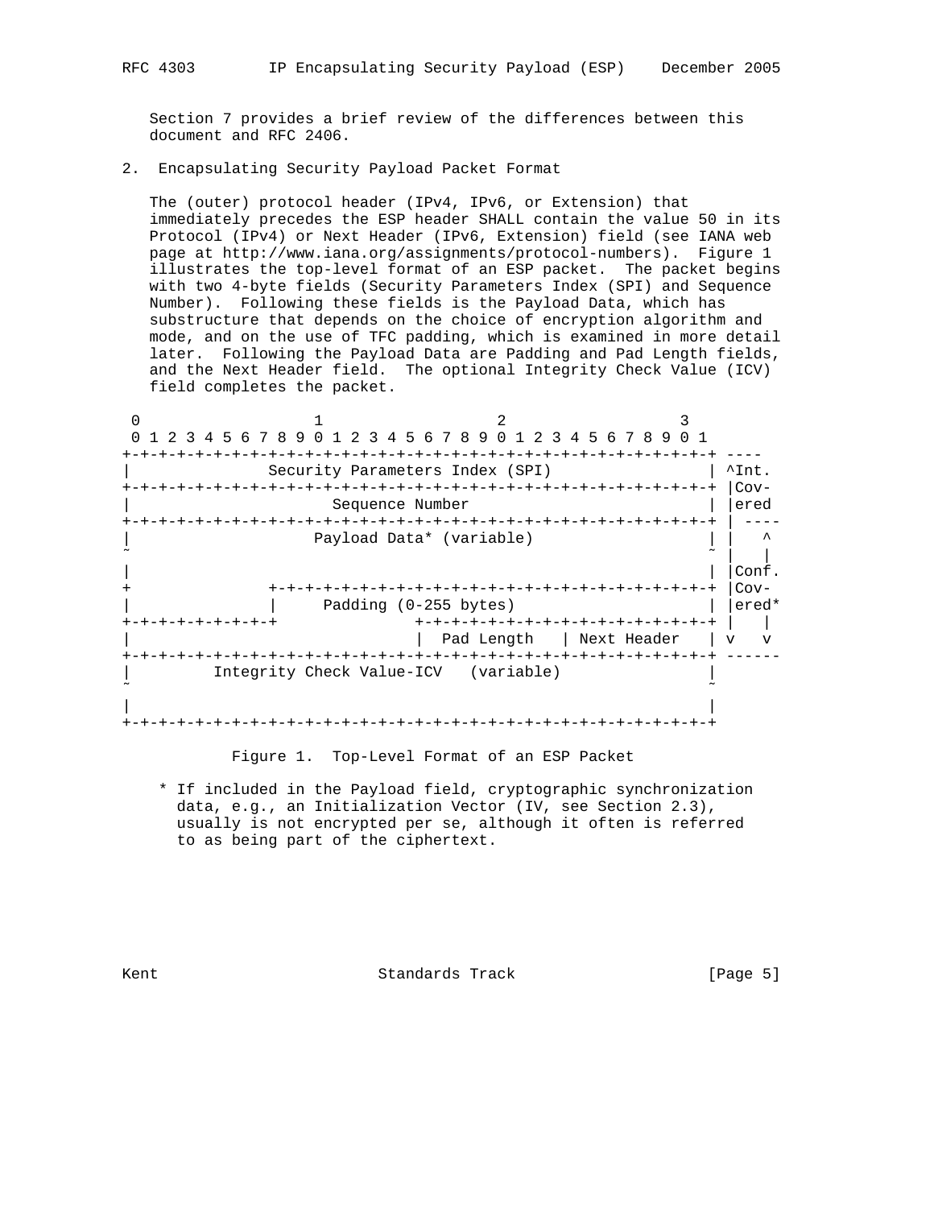Section 7 provides a brief review of the differences between this document and RFC 2406.

## 2. Encapsulating Security Payload Packet Format

The (outer) protocol header (IPv4, IPv6, or Extension) that immediately precedes the ESP header SHALL contain the value 50 in its Protocol (IPv4) or Next Header (IPv6, Extension) field (see IANA web page at http://www.iana.org/assignments/protocol-numbers). Figure 1 illustrates the top-level format of an ESP packet. The packet begins with two 4-byte fields (Security Parameters Index (SPI) and Sequence Number). Following these fields is the Payload Data, which has substructure that depends on the choice of encryption algorithm and mode, and on the use of TFC padding, which is examined in more detail later. Following the Payload Data are Padding and Pad Length fields, and the Next Header field. The optional Integrity Check Value (ICV) field completes the packet.

```
 0                   1                   2                   3
 0 1 2 3 4 5 6 7 8 9 0 1 2 3 4 5 6 7 8 9 0 1 2 3 4 5 6 7 8 9 0 1
+-+-+-+-+-+-+-+-+-+-+-+-+-+-+-+-+-+-+-+-+-+-+-+-+-+-+-+-+-+-+-+-+ ----
|               Security Parameters Index (SPI)                 | ^Int.
+-+-+-+-+-+-+-+-+-+-+-+-+-+-+-+-+-+-+-+-+-+-+-+-+-+-+-+-+-+-+-+-+ |Cov-
|                      Sequence Number                          | |ered
+-+-+-+-+-+-+-+-+-+-+-+-+-+-+-+-+-+-+-+-+-+-+-+-+-+-+-+-+-+-+-+-+ | ----
|                    Payload Data* (variable)                   | |   ^
~                                                               ~ |   |
|                                                               | |Conf.
+               +-+-+-+-+-+-+-+-+-+-+-+-+-+-+-+-+-+-+-+-+-+-+-+-+ |Cov-
|               |     Padding (0-255 bytes)                     | |ered*
+-+-+-+-+-+-+-+-+               +-+-+-+-+-+-+-+-+-+-+-+-+-+-+-+-+ |   |
|                               |  Pad Length   | Next Header   | v   v
+-+-+-+-+-+-+-+-+-+-+-+-+-+-+-+-+-+-+-+-+-+-+-+-+-+-+-+-+-+-+-+-+ ------
|         Integrity Check Value-ICV   (variable)                |
~                                                               ~
|                                                               |
+-+-+-+-+-+-+-+-+-+-+-+-+-+-+-+-+-+-+-+-+-+-+-+-+-+-+-+-+-+-+-+-+
```

Figure 1. Top-Level Format of an ESP Packet

\* If included in the Payload field, cryptographic synchronization data, e.g., an Initialization Vector (IV, see Section 2.3), usually is not encrypted per se, although it often is referred to as being part of the ciphertext.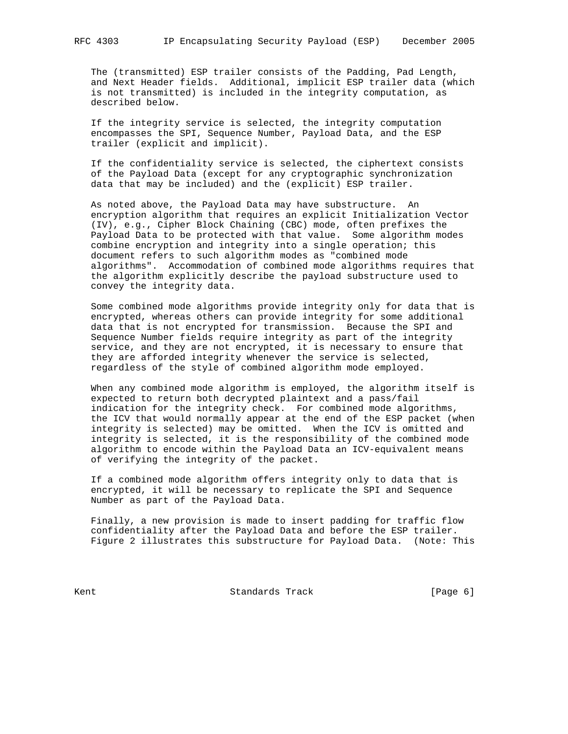The (transmitted) ESP trailer consists of the Padding, Pad Length, and Next Header fields. Additional, implicit ESP trailer data (which is not transmitted) is included in the integrity computation, as described below.

If the integrity service is selected, the integrity computation encompasses the SPI, Sequence Number, Payload Data, and the ESP trailer (explicit and implicit).

If the confidentiality service is selected, the ciphertext consists of the Payload Data (except for any cryptographic synchronization data that may be included) and the (explicit) ESP trailer.

As noted above, the Payload Data may have substructure. An encryption algorithm that requires an explicit Initialization Vector (IV), e.g., Cipher Block Chaining (CBC) mode, often prefixes the Payload Data to be protected with that value. Some algorithm modes combine encryption and integrity into a single operation; this document refers to such algorithm modes as "combined mode algorithms". Accommodation of combined mode algorithms requires that the algorithm explicitly describe the payload substructure used to convey the integrity data.

Some combined mode algorithms provide integrity only for data that is encrypted, whereas others can provide integrity for some additional data that is not encrypted for transmission. Because the SPI and Sequence Number fields require integrity as part of the integrity service, and they are not encrypted, it is necessary to ensure that they are afforded integrity whenever the service is selected, regardless of the style of combined algorithm mode employed.

When any combined mode algorithm is employed, the algorithm itself is expected to return both decrypted plaintext and a pass/fail indication for the integrity check. For combined mode algorithms, the ICV that would normally appear at the end of the ESP packet (when integrity is selected) may be omitted. When the ICV is omitted and integrity is selected, it is the responsibility of the combined mode algorithm to encode within the Payload Data an ICV-equivalent means of verifying the integrity of the packet.

If a combined mode algorithm offers integrity only to data that is encrypted, it will be necessary to replicate the SPI and Sequence Number as part of the Payload Data.

Finally, a new provision is made to insert padding for traffic flow confidentiality after the Payload Data and before the ESP trailer. Figure 2 illustrates this substructure for Payload Data. (Note: This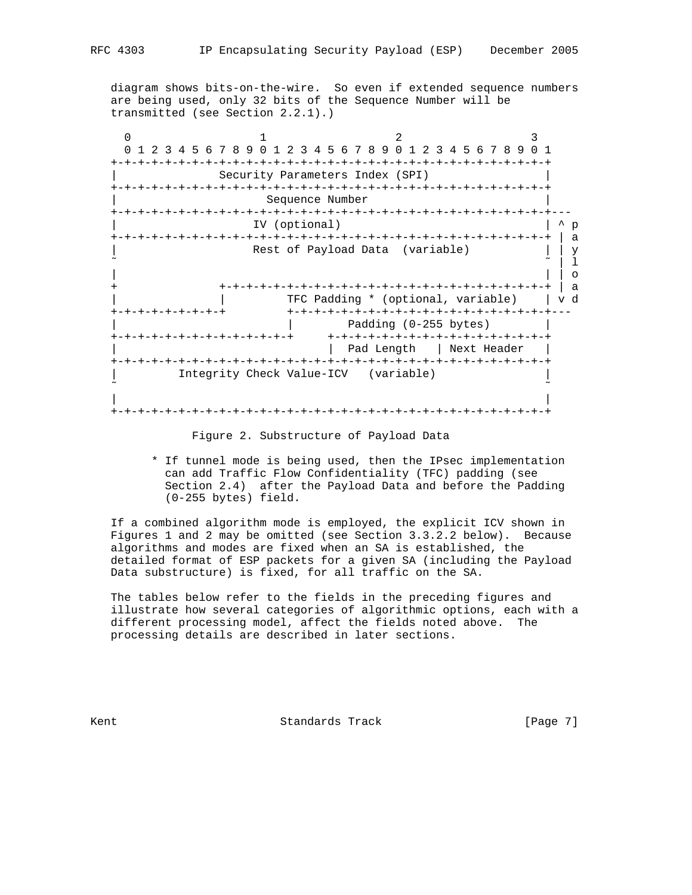diagram shows bits-on-the-wire. So even if extended sequence numbers are being used, only 32 bits of the Sequence Number will be transmitted (see Section 2.2.1).)

```
 0                   1                   2                   3
 0 1 2 3 4 5 6 7 8 9 0 1 2 3 4 5 6 7 8 9 0 1 2 3 4 5 6 7 8 9 0 1
+-+-+-+-+-+-+-+-+-+-+-+-+-+-+-+-+-+-+-+-+-+-+-+-+-+-+-+-+-+-+-+-+
|               Security Parameters Index (SPI)                 |
+-+-+-+-+-+-+-+-+-+-+-+-+-+-+-+-+-+-+-+-+-+-+-+-+-+-+-+-+-+-+-+-+
|                      Sequence Number                          |
+-+-+-+-+-+-+-+-+-+-+-+-+-+-+-+-+-+-+-+-+-+-+-+-+-+-+-+-+-+-+-+-+---
|                     IV (optional)                             | ^ p
+-+-+-+-+-+-+-+-+-+-+-+-+-+-+-+-+-+-+-+-+-+-+-+-+-+-+-+-+-+-+-+-+ | a
|                     Rest of Payload Data  (variable)          | | y
~                                                               ~ | l
|                                                               | | o
+               +-+-+-+-+-+-+-+-+-+-+-+-+-+-+-+-+-+-+-+-+-+-+-+-+ | a
|               |         TFC Padding * (optional, variable)    | v d
+-+-+-+-+-+-+-+-+         +-+-+-+-+-+-+-+-+-+-+-+-+-+-+-+-+-+-+-+---
|                         |        Padding (0-255 bytes)        |
+-+-+-+-+-+-+-+-+-+-+-+-+-+     +-+-+-+-+-+-+-+-+-+-+-+-+-+-+-+-+
|                               |  Pad Length   | Next Header   |
+-+-+-+-+-+-+-+-+-+-+-+-+-+-+-+-+-+-+-+-+-+-+-+-+-+-+-+-+-+-+-+-+
|         Integrity Check Value-ICV   (variable)                |
~                                                               ~
|                                                               |
+-+-+-+-+-+-+-+-+-+-+-+-+-+-+-+-+-+-+-+-+-+-+-+-+-+-+-+-+-+-+-+-+
```

Figure 2. Substructure of Payload Data

\* If tunnel mode is being used, then the IPsec implementation can add Traffic Flow Confidentiality (TFC) padding (see Section 2.4) after the Payload Data and before the Padding (0-255 bytes) field.

If a combined algorithm mode is employed, the explicit ICV shown in Figures 1 and 2 may be omitted (see Section 3.3.2.2 below). Because algorithms and modes are fixed when an SA is established, the detailed format of ESP packets for a given SA (including the Payload Data substructure) is fixed, for all traffic on the SA.

The tables below refer to the fields in the preceding figures and illustrate how several categories of algorithmic options, each with a different processing model, affect the fields noted above. The processing details are described in later sections.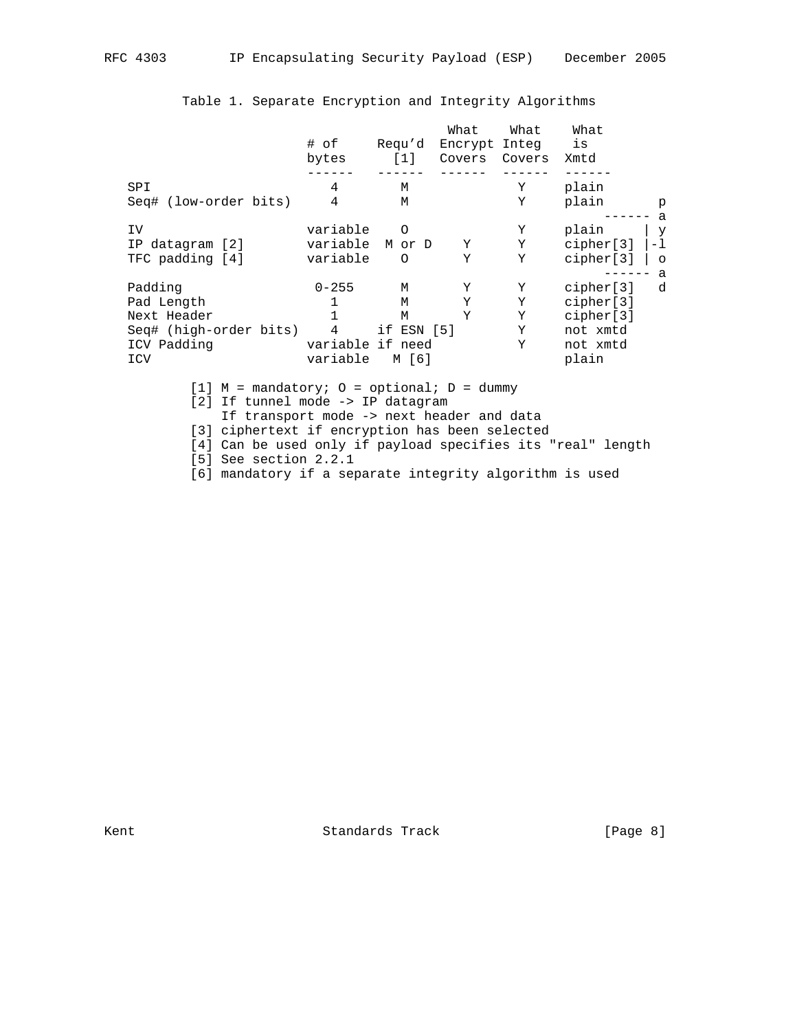Table 1. Separate Encryption and Integrity Algorithms

| | # of bytes | Requ'd [1] | What Encrypt Covers | What Integ Covers | What is Xmtd | |
|---|---|---|---|---|---|---|
| SPI | 4 | M | | Y | plain | |
| Seq# (low-order bits) | 4 | M | | Y | plain | |
| IV | variable | O | | Y | plain | payload |
| IP datagram [2] | variable | M or D | Y | Y | cipher[3] | payload |
| TFC padding [4] | variable | O | Y | Y | cipher[3] | payload |
| Padding | 0-255 | M | Y | Y | cipher[3] | |
| Pad Length | 1 | M | Y | Y | cipher[3] | |
| Next Header | 1 | M | Y | Y | cipher[3] | |
| Seq# (high-order bits) | 4 | if ESN [5] | | Y | not xmtd | |
| ICV Padding | variable | if need | | Y | not xmtd | |
| ICV | variable | M [6] | | | plain | |

[1] M = mandatory; O = optional; D = dummy
[2] If tunnel mode -> IP datagram
    If transport mode -> next header and data
[3] ciphertext if encryption has been selected
[4] Can be used only if payload specifies its "real" length
[5] See section 2.2.1
[6] mandatory if a separate integrity algorithm is used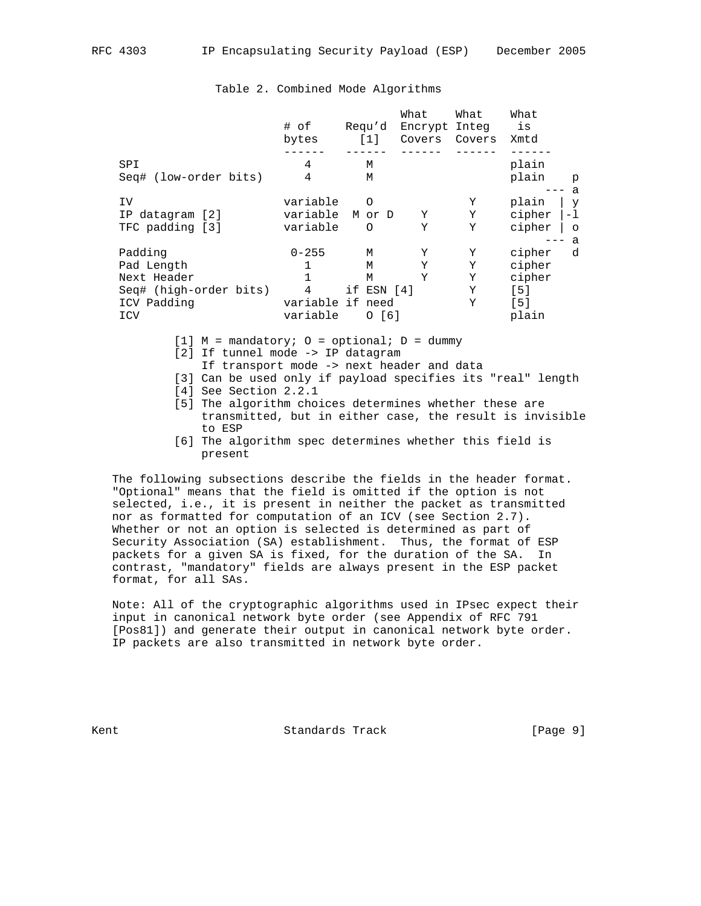Table 2. Combined Mode Algorithms

| | # of bytes | Requ'd [1] | What Encrypt Covers | What Integ Covers | What is Xmtd | |
|---|---|---|---|---|---|---|
| SPI | 4 | M | | | plain | |
| Seq# (low-order bits) | 4 | M | | | plain | payload |
| IV | variable | O | | Y | plain | payload |
| IP datagram [2] | variable | M or D | Y | Y | cipher | payload |
| TFC padding [3] | variable | O | Y | Y | cipher | payload |
| Padding | 0-255 | M | Y | Y | cipher | |
| Pad Length | 1 | M | Y | Y | cipher | |
| Next Header | 1 | M | Y | Y | cipher | |
| Seq# (high-order bits) | 4 | if ESN [4] | | Y | [5] | |
| ICV Padding | variable | if need | | Y | [5] | |
| ICV | variable | O [6] | | | plain | |

[1] M = mandatory; O = optional; D = dummy
[2] If tunnel mode -> IP datagram
    If transport mode -> next header and data
[3] Can be used only if payload specifies its "real" length
[4] See Section 2.2.1
[5] The algorithm choices determines whether these are transmitted, but in either case, the result is invisible to ESP
[6] The algorithm spec determines whether this field is present

The following subsections describe the fields in the header format. "Optional" means that the field is omitted if the option is not selected, i.e., it is present in neither the packet as transmitted nor as formatted for computation of an ICV (see Section 2.7). Whether or not an option is selected is determined as part of Security Association (SA) establishment. Thus, the format of ESP packets for a given SA is fixed, for the duration of the SA. In contrast, "mandatory" fields are always present in the ESP packet format, for all SAs.

Note: All of the cryptographic algorithms used in IPsec expect their input in canonical network byte order (see Appendix of RFC 791 [Pos81]) and generate their output in canonical network byte order. IP packets are also transmitted in network byte order.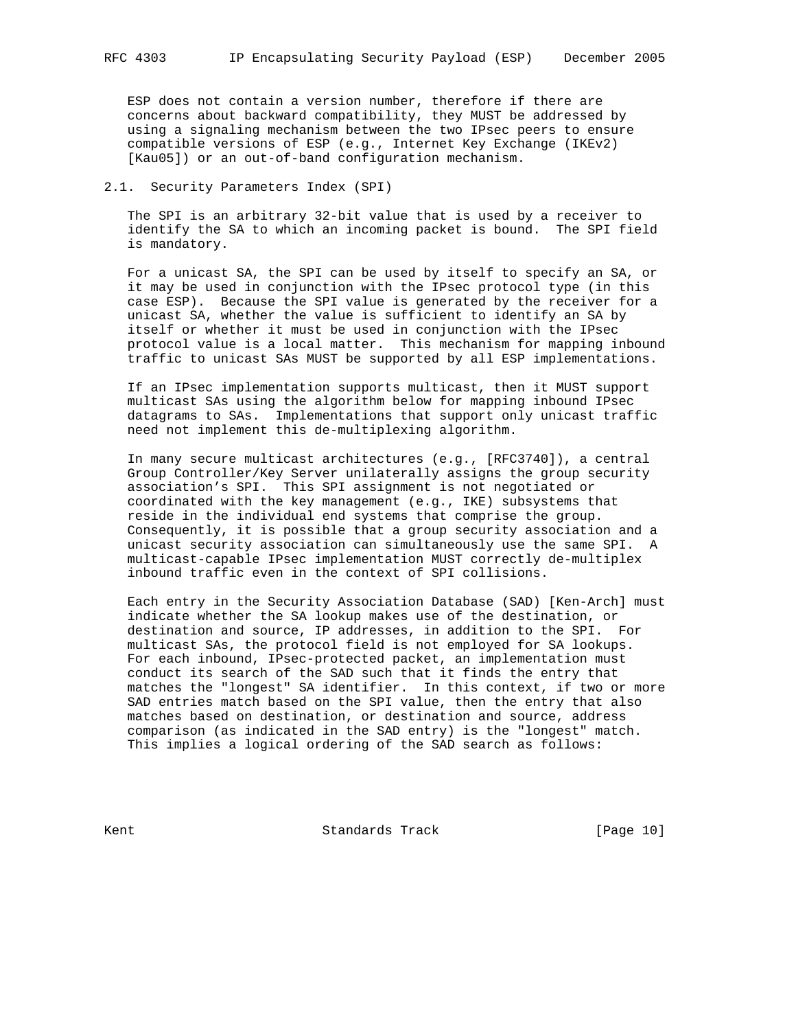ESP does not contain a version number, therefore if there are concerns about backward compatibility, they MUST be addressed by using a signaling mechanism between the two IPsec peers to ensure compatible versions of ESP (e.g., Internet Key Exchange (IKEv2) [Kau05]) or an out-of-band configuration mechanism.

## 2.1. Security Parameters Index (SPI)

The SPI is an arbitrary 32-bit value that is used by a receiver to identify the SA to which an incoming packet is bound. The SPI field is mandatory.

For a unicast SA, the SPI can be used by itself to specify an SA, or it may be used in conjunction with the IPsec protocol type (in this case ESP). Because the SPI value is generated by the receiver for a unicast SA, whether the value is sufficient to identify an SA by itself or whether it must be used in conjunction with the IPsec protocol value is a local matter. This mechanism for mapping inbound traffic to unicast SAs MUST be supported by all ESP implementations.

If an IPsec implementation supports multicast, then it MUST support multicast SAs using the algorithm below for mapping inbound IPsec datagrams to SAs. Implementations that support only unicast traffic need not implement this de-multiplexing algorithm.

In many secure multicast architectures (e.g., [RFC3740]), a central Group Controller/Key Server unilaterally assigns the group security association's SPI. This SPI assignment is not negotiated or coordinated with the key management (e.g., IKE) subsystems that reside in the individual end systems that comprise the group. Consequently, it is possible that a group security association and a unicast security association can simultaneously use the same SPI. A multicast-capable IPsec implementation MUST correctly de-multiplex inbound traffic even in the context of SPI collisions.

Each entry in the Security Association Database (SAD) [Ken-Arch] must indicate whether the SA lookup makes use of the destination, or destination and source, IP addresses, in addition to the SPI. For multicast SAs, the protocol field is not employed for SA lookups. For each inbound, IPsec-protected packet, an implementation must conduct its search of the SAD such that it finds the entry that matches the "longest" SA identifier. In this context, if two or more SAD entries match based on the SPI value, then the entry that also matches based on destination, or destination and source, address comparison (as indicated in the SAD entry) is the "longest" match. This implies a logical ordering of the SAD search as follows: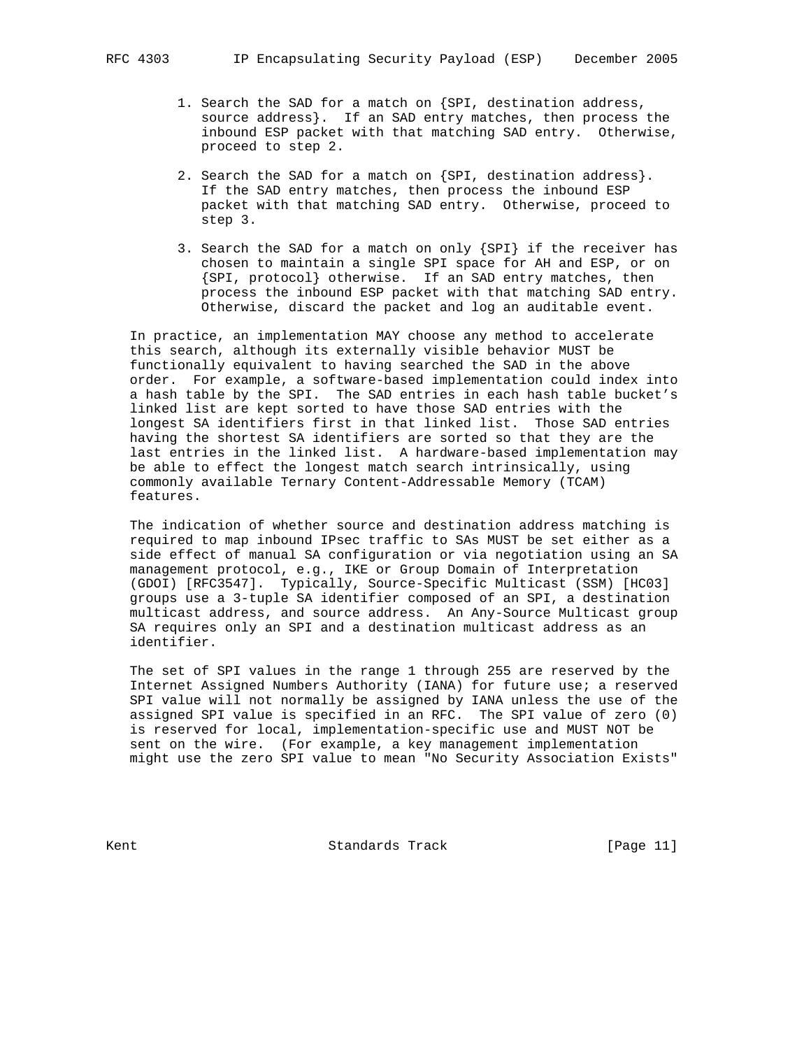1. Search the SAD for a match on {SPI, destination address, source address}. If an SAD entry matches, then process the inbound ESP packet with that matching SAD entry. Otherwise, proceed to step 2.

2. Search the SAD for a match on {SPI, destination address}. If the SAD entry matches, then process the inbound ESP packet with that matching SAD entry. Otherwise, proceed to step 3.

3. Search the SAD for a match on only {SPI} if the receiver has chosen to maintain a single SPI space for AH and ESP, or on {SPI, protocol} otherwise. If an SAD entry matches, then process the inbound ESP packet with that matching SAD entry. Otherwise, discard the packet and log an auditable event.

In practice, an implementation MAY choose any method to accelerate this search, although its externally visible behavior MUST be functionally equivalent to having searched the SAD in the above order. For example, a software-based implementation could index into a hash table by the SPI. The SAD entries in each hash table bucket's linked list are kept sorted to have those SAD entries with the longest SA identifiers first in that linked list. Those SAD entries having the shortest SA identifiers are sorted so that they are the last entries in the linked list. A hardware-based implementation may be able to effect the longest match search intrinsically, using commonly available Ternary Content-Addressable Memory (TCAM) features.

The indication of whether source and destination address matching is required to map inbound IPsec traffic to SAs MUST be set either as a side effect of manual SA configuration or via negotiation using an SA management protocol, e.g., IKE or Group Domain of Interpretation (GDOI) [RFC3547]. Typically, Source-Specific Multicast (SSM) [HC03] groups use a 3-tuple SA identifier composed of an SPI, a destination multicast address, and source address. An Any-Source Multicast group SA requires only an SPI and a destination multicast address as an identifier.

The set of SPI values in the range 1 through 255 are reserved by the Internet Assigned Numbers Authority (IANA) for future use; a reserved SPI value will not normally be assigned by IANA unless the use of the assigned SPI value is specified in an RFC. The SPI value of zero (0) is reserved for local, implementation-specific use and MUST NOT be sent on the wire. (For example, a key management implementation might use the zero SPI value to mean "No Security Association Exists"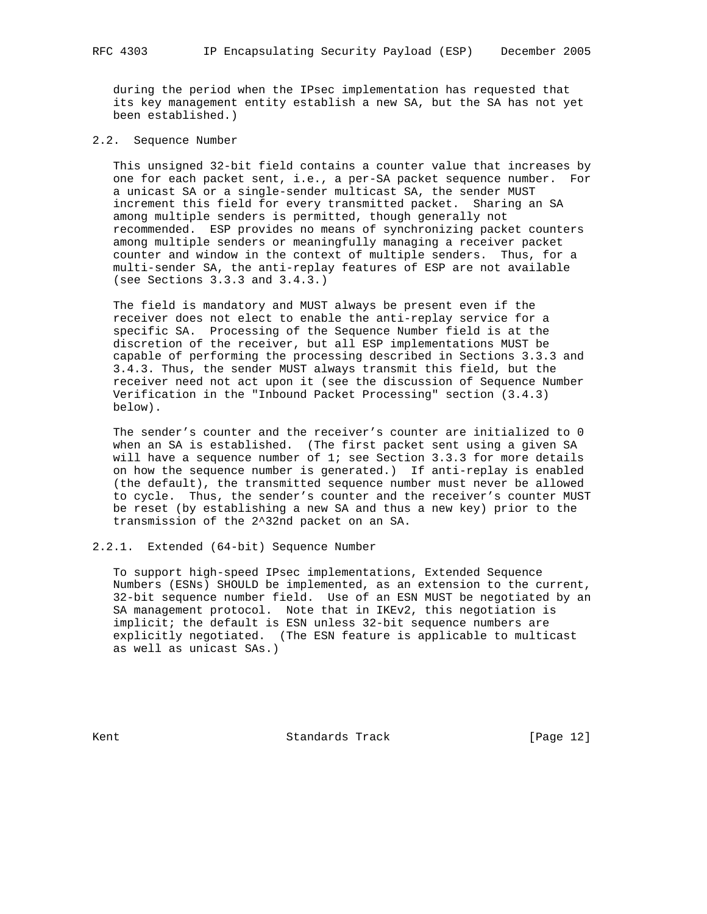during the period when the IPsec implementation has requested that its key management entity establish a new SA, but the SA has not yet been established.)

### 2.2. Sequence Number

This unsigned 32-bit field contains a counter value that increases by one for each packet sent, i.e., a per-SA packet sequence number. For a unicast SA or a single-sender multicast SA, the sender MUST increment this field for every transmitted packet. Sharing an SA among multiple senders is permitted, though generally not recommended. ESP provides no means of synchronizing packet counters among multiple senders or meaningfully managing a receiver packet counter and window in the context of multiple senders. Thus, for a multi-sender SA, the anti-replay features of ESP are not available (see Sections 3.3.3 and 3.4.3.)

The field is mandatory and MUST always be present even if the receiver does not elect to enable the anti-replay service for a specific SA. Processing of the Sequence Number field is at the discretion of the receiver, but all ESP implementations MUST be capable of performing the processing described in Sections 3.3.3 and 3.4.3. Thus, the sender MUST always transmit this field, but the receiver need not act upon it (see the discussion of Sequence Number Verification in the "Inbound Packet Processing" section (3.4.3) below).

The sender's counter and the receiver's counter are initialized to 0 when an SA is established. (The first packet sent using a given SA will have a sequence number of 1; see Section 3.3.3 for more details on how the sequence number is generated.) If anti-replay is enabled (the default), the transmitted sequence number must never be allowed to cycle. Thus, the sender's counter and the receiver's counter MUST be reset (by establishing a new SA and thus a new key) prior to the transmission of the 2^32nd packet on an SA.

#### 2.2.1. Extended (64-bit) Sequence Number

To support high-speed IPsec implementations, Extended Sequence Numbers (ESNs) SHOULD be implemented, as an extension to the current, 32-bit sequence number field. Use of an ESN MUST be negotiated by an SA management protocol. Note that in IKEv2, this negotiation is implicit; the default is ESN unless 32-bit sequence numbers are explicitly negotiated. (The ESN feature is applicable to multicast as well as unicast SAs.)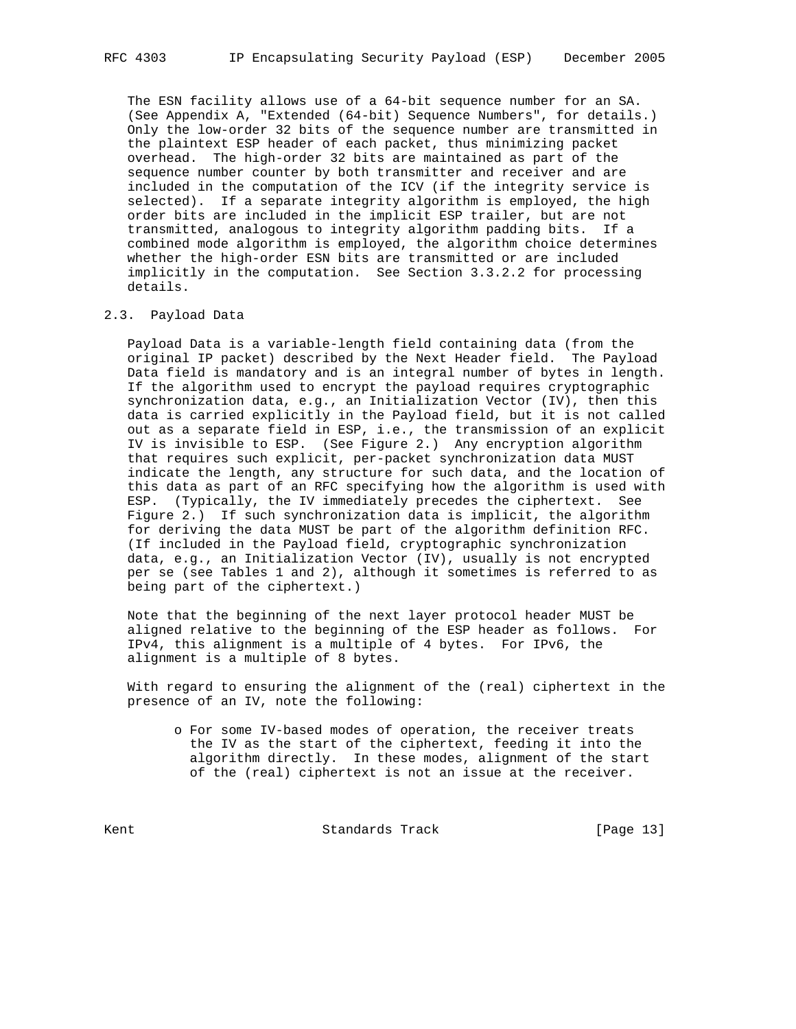The ESN facility allows use of a 64-bit sequence number for an SA. (See Appendix A, "Extended (64-bit) Sequence Numbers", for details.) Only the low-order 32 bits of the sequence number are transmitted in the plaintext ESP header of each packet, thus minimizing packet overhead. The high-order 32 bits are maintained as part of the sequence number counter by both transmitter and receiver and are included in the computation of the ICV (if the integrity service is selected). If a separate integrity algorithm is employed, the high order bits are included in the implicit ESP trailer, but are not transmitted, analogous to integrity algorithm padding bits. If a combined mode algorithm is employed, the algorithm choice determines whether the high-order ESN bits are transmitted or are included implicitly in the computation. See Section 3.3.2.2 for processing details.

## 2.3. Payload Data

Payload Data is a variable-length field containing data (from the original IP packet) described by the Next Header field. The Payload Data field is mandatory and is an integral number of bytes in length. If the algorithm used to encrypt the payload requires cryptographic synchronization data, e.g., an Initialization Vector (IV), then this data is carried explicitly in the Payload field, but it is not called out as a separate field in ESP, i.e., the transmission of an explicit IV is invisible to ESP. (See Figure 2.) Any encryption algorithm that requires such explicit, per-packet synchronization data MUST indicate the length, any structure for such data, and the location of this data as part of an RFC specifying how the algorithm is used with ESP. (Typically, the IV immediately precedes the ciphertext. See Figure 2.) If such synchronization data is implicit, the algorithm for deriving the data MUST be part of the algorithm definition RFC. (If included in the Payload field, cryptographic synchronization data, e.g., an Initialization Vector (IV), usually is not encrypted per se (see Tables 1 and 2), although it sometimes is referred to as being part of the ciphertext.)

Note that the beginning of the next layer protocol header MUST be aligned relative to the beginning of the ESP header as follows. For IPv4, this alignment is a multiple of 4 bytes. For IPv6, the alignment is a multiple of 8 bytes.

With regard to ensuring the alignment of the (real) ciphertext in the presence of an IV, note the following:

- For some IV-based modes of operation, the receiver treats the IV as the start of the ciphertext, feeding it into the algorithm directly. In these modes, alignment of the start of the (real) ciphertext is not an issue at the receiver.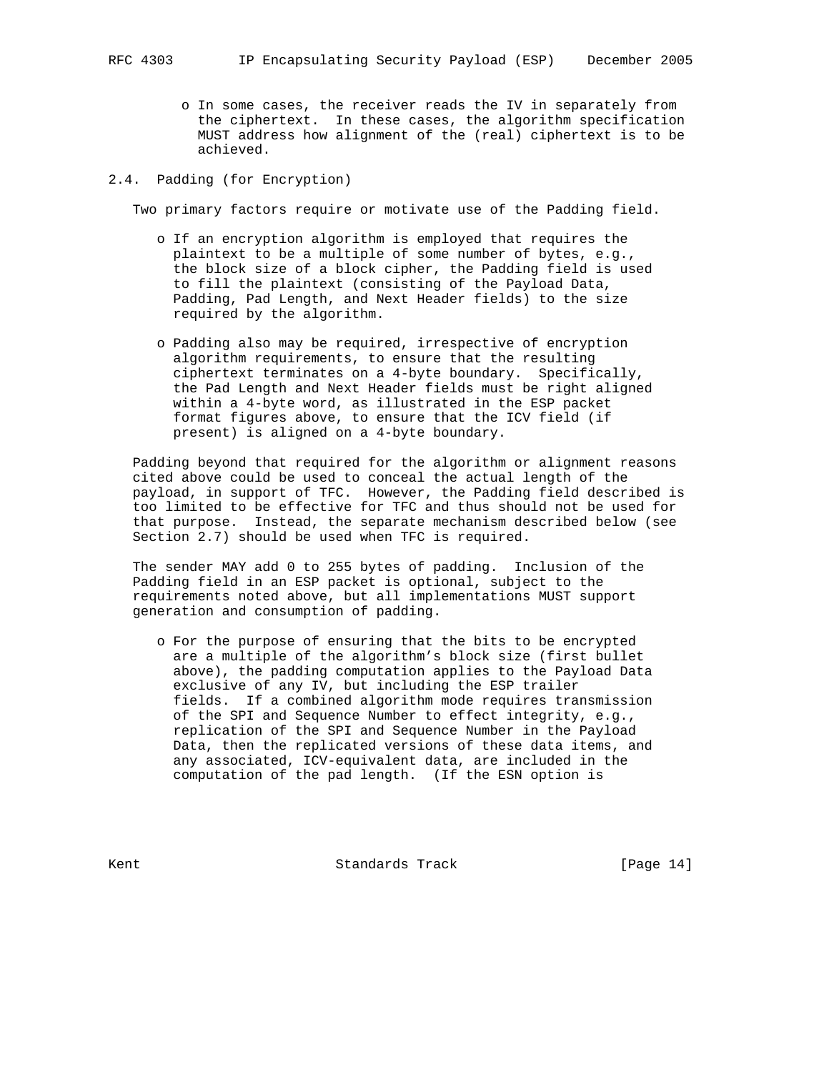- In some cases, the receiver reads the IV in separately from the ciphertext. In these cases, the algorithm specification MUST address how alignment of the (real) ciphertext is to be achieved.

## 2.4. Padding (for Encryption)

Two primary factors require or motivate use of the Padding field.

- If an encryption algorithm is employed that requires the plaintext to be a multiple of some number of bytes, e.g., the block size of a block cipher, the Padding field is used to fill the plaintext (consisting of the Payload Data, Padding, Pad Length, and Next Header fields) to the size required by the algorithm.

- Padding also may be required, irrespective of encryption algorithm requirements, to ensure that the resulting ciphertext terminates on a 4-byte boundary. Specifically, the Pad Length and Next Header fields must be right aligned within a 4-byte word, as illustrated in the ESP packet format figures above, to ensure that the ICV field (if present) is aligned on a 4-byte boundary.

Padding beyond that required for the algorithm or alignment reasons cited above could be used to conceal the actual length of the payload, in support of TFC. However, the Padding field described is too limited to be effective for TFC and thus should not be used for that purpose. Instead, the separate mechanism described below (see Section 2.7) should be used when TFC is required.

The sender MAY add 0 to 255 bytes of padding. Inclusion of the Padding field in an ESP packet is optional, subject to the requirements noted above, but all implementations MUST support generation and consumption of padding.

- For the purpose of ensuring that the bits to be encrypted are a multiple of the algorithm's block size (first bullet above), the padding computation applies to the Payload Data exclusive of any IV, but including the ESP trailer fields. If a combined algorithm mode requires transmission of the SPI and Sequence Number to effect integrity, e.g., replication of the SPI and Sequence Number in the Payload Data, then the replicated versions of these data items, and any associated, ICV-equivalent data, are included in the computation of the pad length. (If the ESN option is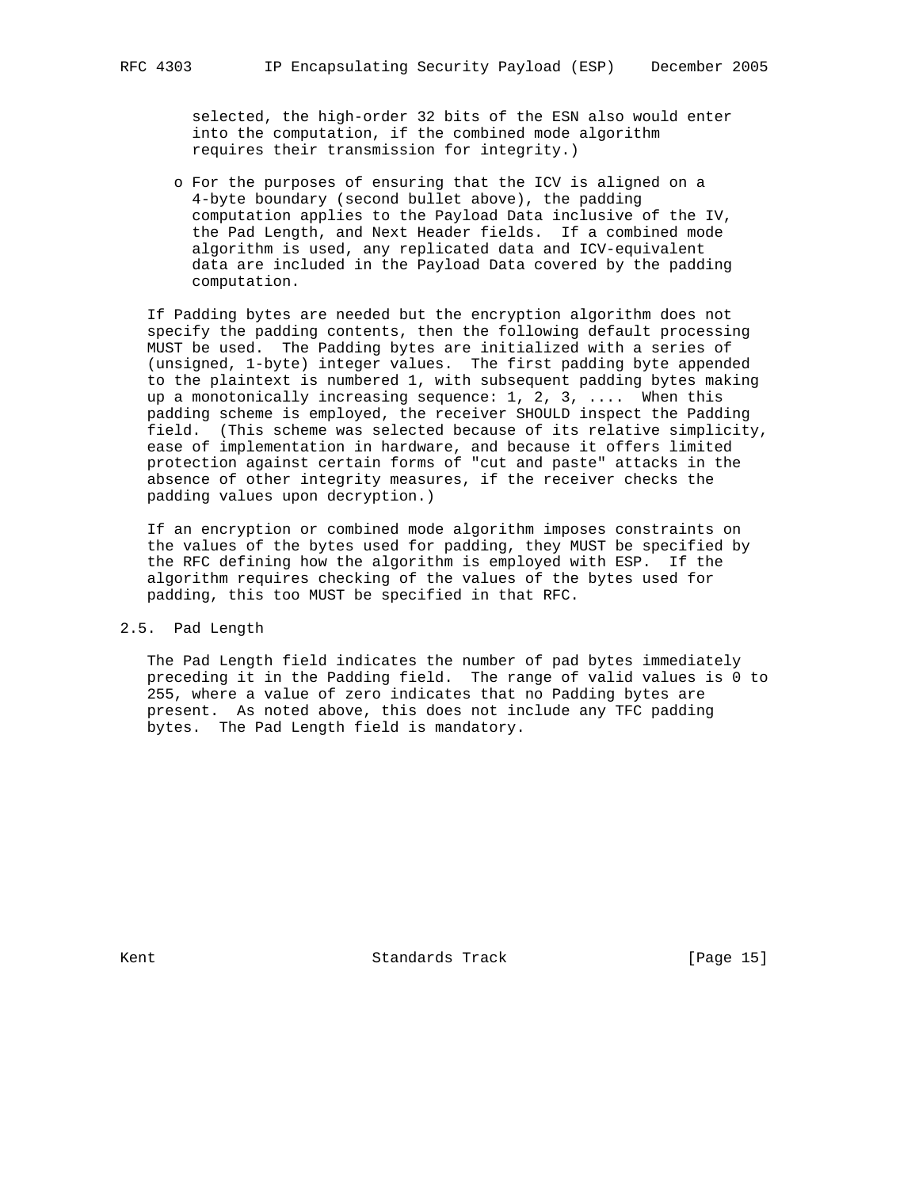selected, the high-order 32 bits of the ESN also would enter into the computation, if the combined mode algorithm requires their transmission for integrity.)

- For the purposes of ensuring that the ICV is aligned on a 4-byte boundary (second bullet above), the padding computation applies to the Payload Data inclusive of the IV, the Pad Length, and Next Header fields. If a combined mode algorithm is used, any replicated data and ICV-equivalent data are included in the Payload Data covered by the padding computation.

If Padding bytes are needed but the encryption algorithm does not specify the padding contents, then the following default processing MUST be used. The Padding bytes are initialized with a series of (unsigned, 1-byte) integer values. The first padding byte appended to the plaintext is numbered 1, with subsequent padding bytes making up a monotonically increasing sequence: 1, 2, 3, .... When this padding scheme is employed, the receiver SHOULD inspect the Padding field. (This scheme was selected because of its relative simplicity, ease of implementation in hardware, and because it offers limited protection against certain forms of "cut and paste" attacks in the absence of other integrity measures, if the receiver checks the padding values upon decryption.)

If an encryption or combined mode algorithm imposes constraints on the values of the bytes used for padding, they MUST be specified by the RFC defining how the algorithm is employed with ESP. If the algorithm requires checking of the values of the bytes used for padding, this too MUST be specified in that RFC.

## 2.5. Pad Length

The Pad Length field indicates the number of pad bytes immediately preceding it in the Padding field. The range of valid values is 0 to 255, where a value of zero indicates that no Padding bytes are present. As noted above, this does not include any TFC padding bytes. The Pad Length field is mandatory.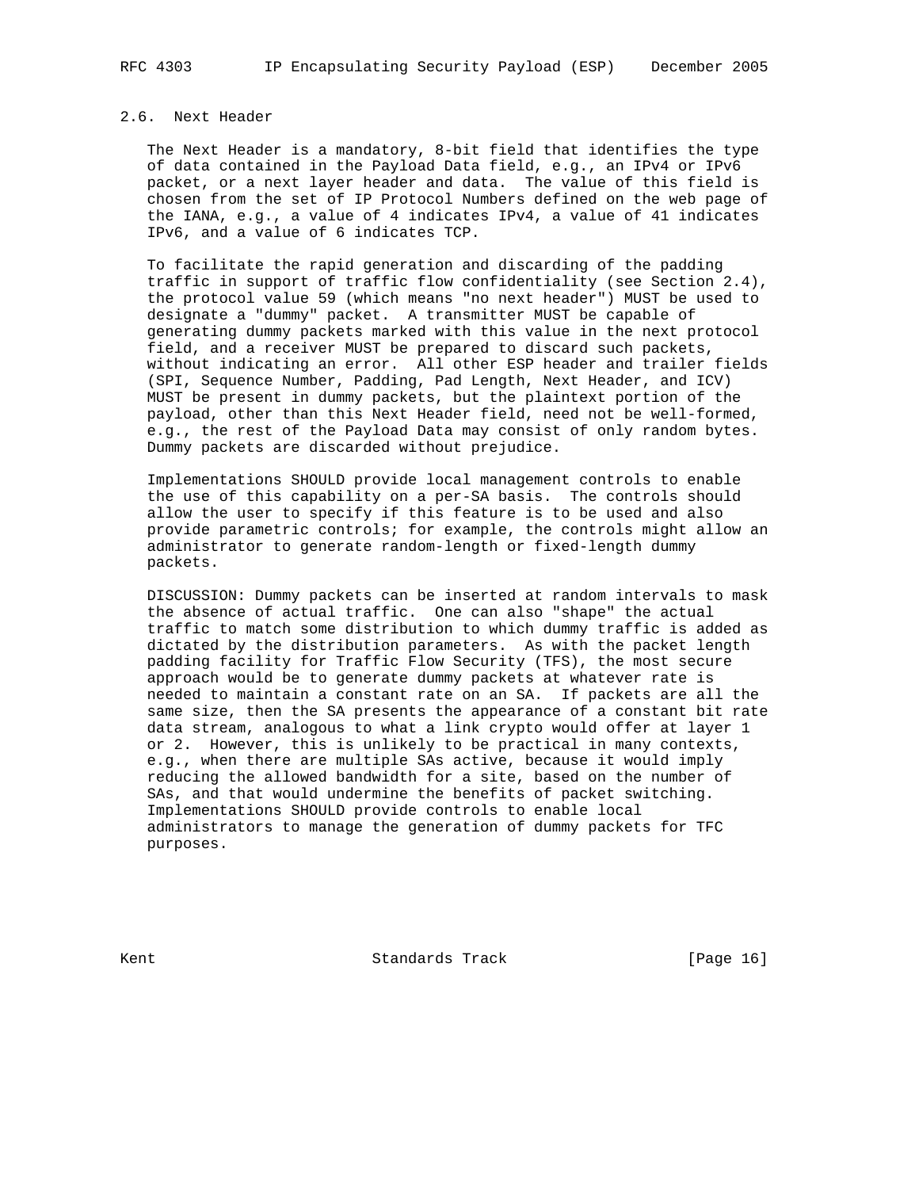### 2.6. Next Header

The Next Header is a mandatory, 8-bit field that identifies the type of data contained in the Payload Data field, e.g., an IPv4 or IPv6 packet, or a next layer header and data. The value of this field is chosen from the set of IP Protocol Numbers defined on the web page of the IANA, e.g., a value of 4 indicates IPv4, a value of 41 indicates IPv6, and a value of 6 indicates TCP.

To facilitate the rapid generation and discarding of the padding traffic in support of traffic flow confidentiality (see Section 2.4), the protocol value 59 (which means "no next header") MUST be used to designate a "dummy" packet. A transmitter MUST be capable of generating dummy packets marked with this value in the next protocol field, and a receiver MUST be prepared to discard such packets, without indicating an error. All other ESP header and trailer fields (SPI, Sequence Number, Padding, Pad Length, Next Header, and ICV) MUST be present in dummy packets, but the plaintext portion of the payload, other than this Next Header field, need not be well-formed, e.g., the rest of the Payload Data may consist of only random bytes. Dummy packets are discarded without prejudice.

Implementations SHOULD provide local management controls to enable the use of this capability on a per-SA basis. The controls should allow the user to specify if this feature is to be used and also provide parametric controls; for example, the controls might allow an administrator to generate random-length or fixed-length dummy packets.

DISCUSSION: Dummy packets can be inserted at random intervals to mask the absence of actual traffic. One can also "shape" the actual traffic to match some distribution to which dummy traffic is added as dictated by the distribution parameters. As with the packet length padding facility for Traffic Flow Security (TFS), the most secure approach would be to generate dummy packets at whatever rate is needed to maintain a constant rate on an SA. If packets are all the same size, then the SA presents the appearance of a constant bit rate data stream, analogous to what a link crypto would offer at layer 1 or 2. However, this is unlikely to be practical in many contexts, e.g., when there are multiple SAs active, because it would imply reducing the allowed bandwidth for a site, based on the number of SAs, and that would undermine the benefits of packet switching. Implementations SHOULD provide controls to enable local administrators to manage the generation of dummy packets for TFC purposes.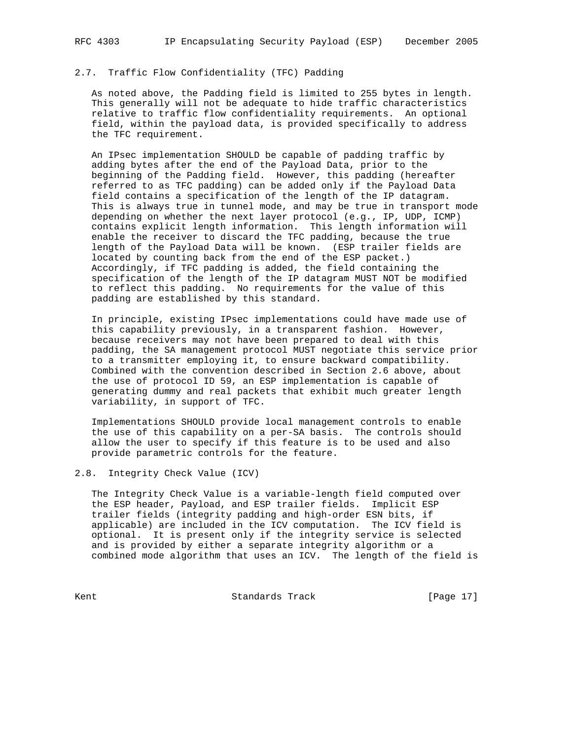### 2.7. Traffic Flow Confidentiality (TFC) Padding

As noted above, the Padding field is limited to 255 bytes in length. This generally will not be adequate to hide traffic characteristics relative to traffic flow confidentiality requirements. An optional field, within the payload data, is provided specifically to address the TFC requirement.

An IPsec implementation SHOULD be capable of padding traffic by adding bytes after the end of the Payload Data, prior to the beginning of the Padding field. However, this padding (hereafter referred to as TFC padding) can be added only if the Payload Data field contains a specification of the length of the IP datagram. This is always true in tunnel mode, and may be true in transport mode depending on whether the next layer protocol (e.g., IP, UDP, ICMP) contains explicit length information. This length information will enable the receiver to discard the TFC padding, because the true length of the Payload Data will be known. (ESP trailer fields are located by counting back from the end of the ESP packet.) Accordingly, if TFC padding is added, the field containing the specification of the length of the IP datagram MUST NOT be modified to reflect this padding. No requirements for the value of this padding are established by this standard.

In principle, existing IPsec implementations could have made use of this capability previously, in a transparent fashion. However, because receivers may not have been prepared to deal with this padding, the SA management protocol MUST negotiate this service prior to a transmitter employing it, to ensure backward compatibility. Combined with the convention described in Section 2.6 above, about the use of protocol ID 59, an ESP implementation is capable of generating dummy and real packets that exhibit much greater length variability, in support of TFC.

Implementations SHOULD provide local management controls to enable the use of this capability on a per-SA basis. The controls should allow the user to specify if this feature is to be used and also provide parametric controls for the feature.

### 2.8. Integrity Check Value (ICV)

The Integrity Check Value is a variable-length field computed over the ESP header, Payload, and ESP trailer fields. Implicit ESP trailer fields (integrity padding and high-order ESN bits, if applicable) are included in the ICV computation. The ICV field is optional. It is present only if the integrity service is selected and is provided by either a separate integrity algorithm or a combined mode algorithm that uses an ICV. The length of the field is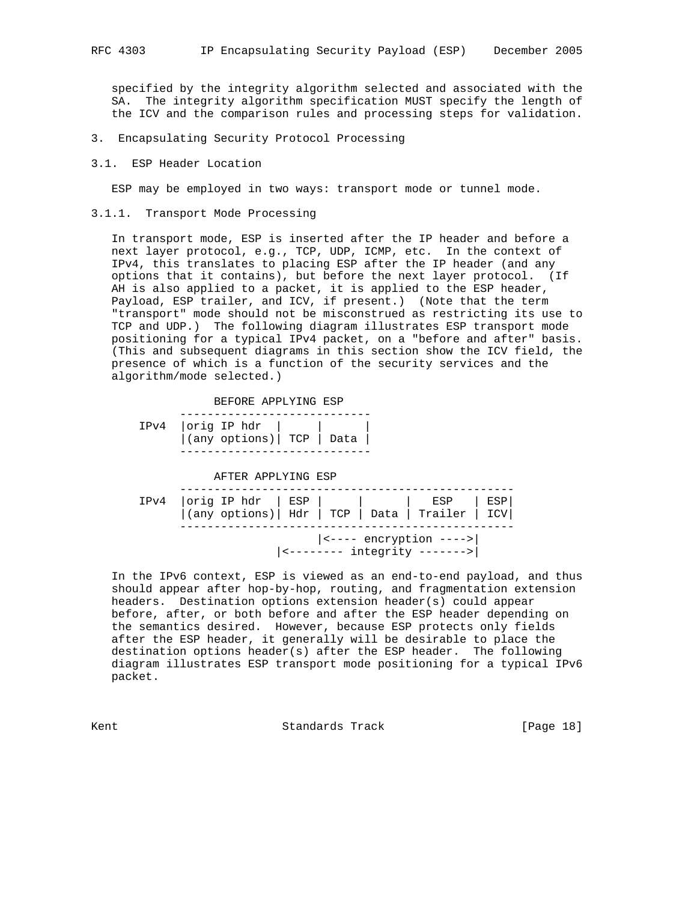specified by the integrity algorithm selected and associated with the SA. The integrity algorithm specification MUST specify the length of the ICV and the comparison rules and processing steps for validation.

## 3. Encapsulating Security Protocol Processing

### 3.1. ESP Header Location

ESP may be employed in two ways: transport mode or tunnel mode.

#### 3.1.1. Transport Mode Processing

In transport mode, ESP is inserted after the IP header and before a next layer protocol, e.g., TCP, UDP, ICMP, etc. In the context of IPv4, this translates to placing ESP after the IP header (and any options that it contains), but before the next layer protocol. (If AH is also applied to a packet, it is applied to the ESP header, Payload, ESP trailer, and ICV, if present.) (Note that the term "transport" mode should not be misconstrued as restricting its use to TCP and UDP.) The following diagram illustrates ESP transport mode positioning for a typical IPv4 packet, on a "before and after" basis. (This and subsequent diagrams in this section show the ICV field, the presence of which is a function of the security services and the algorithm/mode selected.)

```
                  BEFORE APPLYING ESP
            ----------------------------
      IPv4  |orig IP hdr  |     |      |
            |(any options)| TCP | Data |
            ----------------------------

                  AFTER APPLYING ESP
            -------------------------------------------------
      IPv4  |orig IP hdr  | ESP |     |      |   ESP   | ESP|
            |(any options)| Hdr | TCP | Data | Trailer | ICV|
            -------------------------------------------------
                                |<---- encryption ---->|
                          |<-------- integrity ------->|
```

In the IPv6 context, ESP is viewed as an end-to-end payload, and thus should appear after hop-by-hop, routing, and fragmentation extension headers. Destination options extension header(s) could appear before, after, or both before and after the ESP header depending on the semantics desired. However, because ESP protects only fields after the ESP header, it generally will be desirable to place the destination options header(s) after the ESP header. The following diagram illustrates ESP transport mode positioning for a typical IPv6 packet.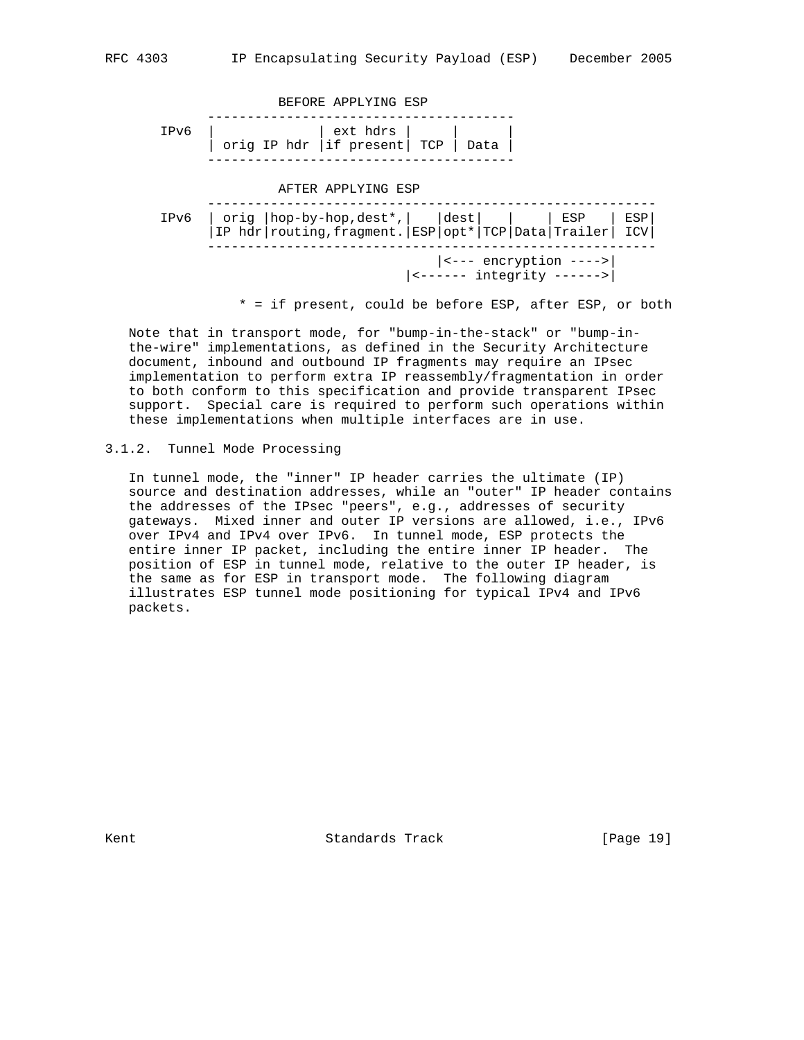```
                 BEFORE APPLYING ESP
            ---------------------------------------
      IPv6  |             | ext hdrs |     |      |
            | orig IP hdr |if present| TCP | Data |
            ---------------------------------------

                 AFTER APPLYING ESP
            ---------------------------------------------------------
      IPv6  | orig |hop-by-hop,dest*,|   |dest|   |    | ESP   | ESP|
            |IP hdr|routing,fragment.|ESP|opt*|TCP|Data|Trailer| ICV|
            ---------------------------------------------------------
                                         |<--- encryption ---->|
                                     |<------ integrity ------>|

                * = if present, could be before ESP, after ESP, or both
```

Note that in transport mode, for "bump-in-the-stack" or "bump-in-the-wire" implementations, as defined in the Security Architecture document, inbound and outbound IP fragments may require an IPsec implementation to perform extra IP reassembly/fragmentation in order to both conform to this specification and provide transparent IPsec support. Special care is required to perform such operations within these implementations when multiple interfaces are in use.

### 3.1.2. Tunnel Mode Processing

In tunnel mode, the "inner" IP header carries the ultimate (IP) source and destination addresses, while an "outer" IP header contains the addresses of the IPsec "peers", e.g., addresses of security gateways. Mixed inner and outer IP versions are allowed, i.e., IPv6 over IPv4 and IPv4 over IPv6. In tunnel mode, ESP protects the entire inner IP packet, including the entire inner IP header. The position of ESP in tunnel mode, relative to the outer IP header, is the same as for ESP in transport mode. The following diagram illustrates ESP tunnel mode positioning for typical IPv4 and IPv6 packets.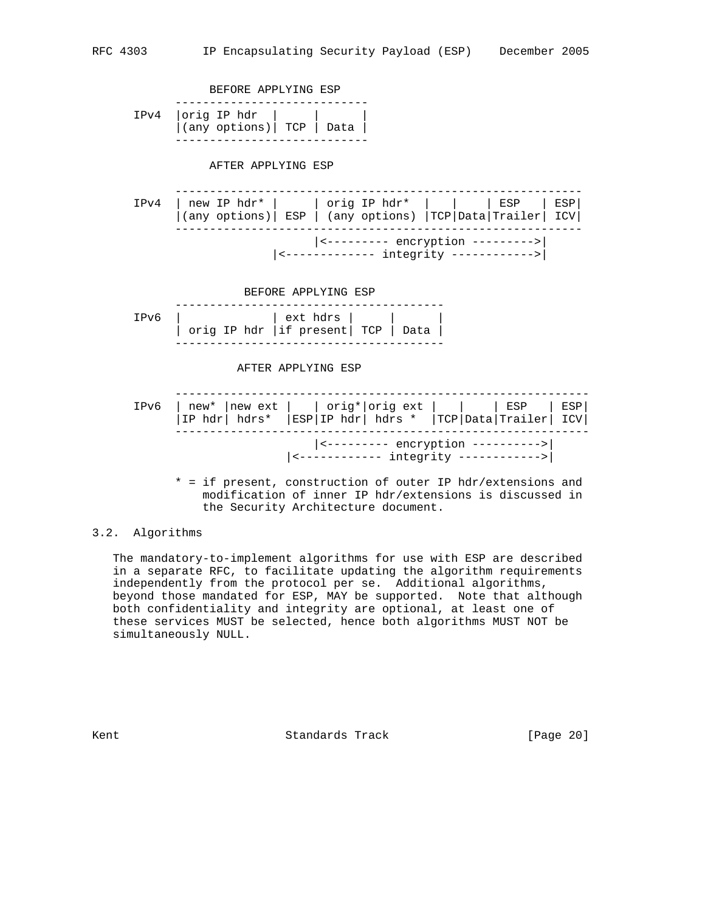```
                BEFORE APPLYING ESP
            ----------------------------
      IPv4  |orig IP hdr  |     |      |
            |(any options)| TCP | Data |
            ----------------------------

                AFTER APPLYING ESP

            -----------------------------------------------------------
      IPv4  | new IP hdr* |     | orig IP hdr*  |   |    | ESP   | ESP|
            |(any options)| ESP | (any options) |TCP|Data|Trailer| ICV|
            -----------------------------------------------------------
                                |<--------- encryption --------->|
                          |<------------- integrity ------------>|

                     BEFORE APPLYING ESP
            ---------------------------------------
      IPv6  |             | ext hdrs |     |      |
            | orig IP hdr |if present| TCP | Data |
            ---------------------------------------

                     AFTER APPLYING ESP

            ------------------------------------------------------------
      IPv6  | new* |new ext |   | orig*|orig ext |   |    | ESP   | ESP|
            |IP hdr| hdrs*  |ESP|IP hdr| hdrs *  |TCP|Data|Trailer| ICV|
            ------------------------------------------------------------
                                |<--------- encryption ---------->|
                            |<------------ integrity ------------>|

            * = if present, construction of outer IP hdr/extensions and
                modification of inner IP hdr/extensions is discussed in
                the Security Architecture document.
```

## 3.2. Algorithms

The mandatory-to-implement algorithms for use with ESP are described in a separate RFC, to facilitate updating the algorithm requirements independently from the protocol per se. Additional algorithms, beyond those mandated for ESP, MAY be supported. Note that although both confidentiality and integrity are optional, at least one of these services MUST be selected, hence both algorithms MUST NOT be simultaneously NULL.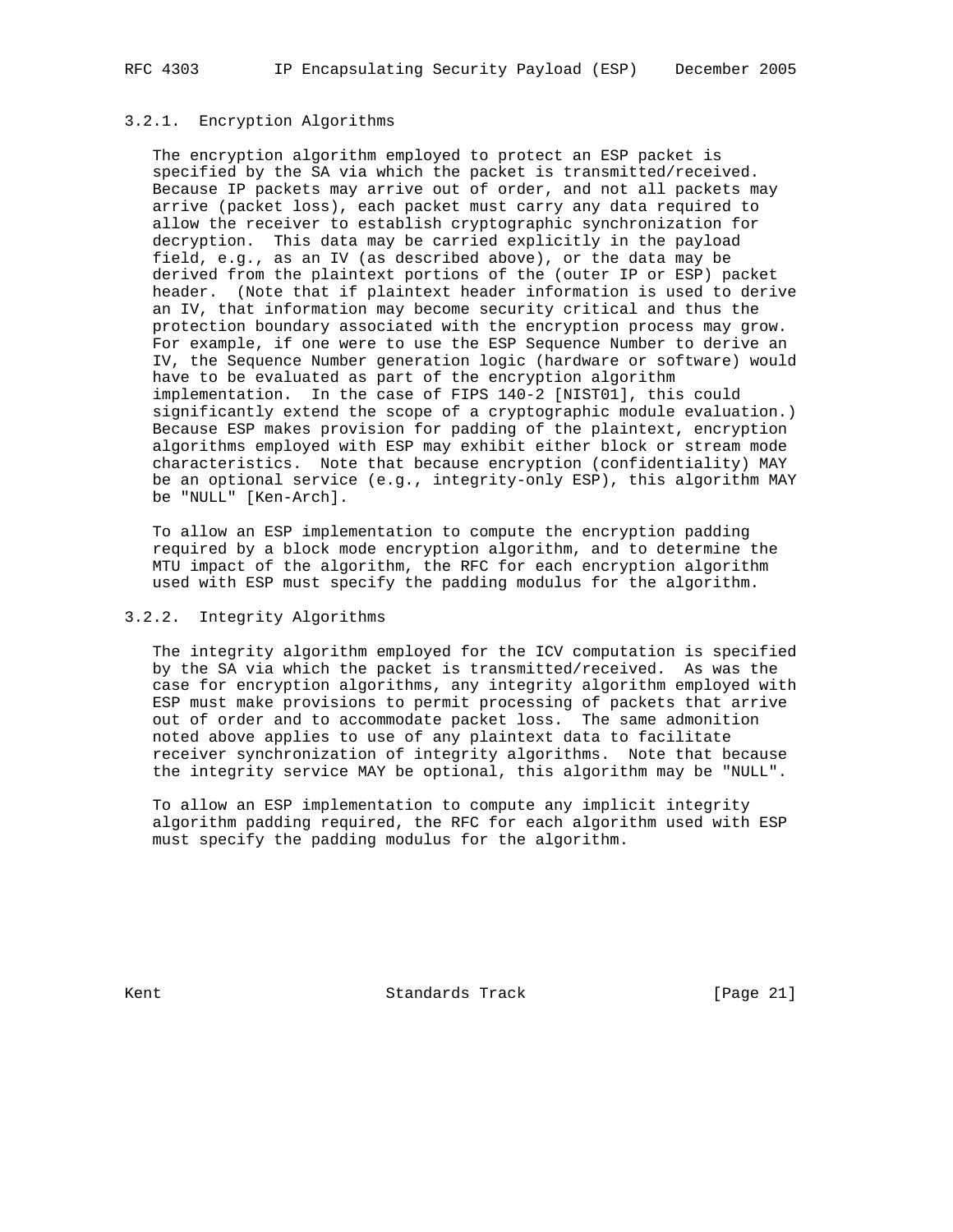### 3.2.1. Encryption Algorithms

The encryption algorithm employed to protect an ESP packet is specified by the SA via which the packet is transmitted/received. Because IP packets may arrive out of order, and not all packets may arrive (packet loss), each packet must carry any data required to allow the receiver to establish cryptographic synchronization for decryption. This data may be carried explicitly in the payload field, e.g., as an IV (as described above), or the data may be derived from the plaintext portions of the (outer IP or ESP) packet header. (Note that if plaintext header information is used to derive an IV, that information may become security critical and thus the protection boundary associated with the encryption process may grow. For example, if one were to use the ESP Sequence Number to derive an IV, the Sequence Number generation logic (hardware or software) would have to be evaluated as part of the encryption algorithm implementation. In the case of FIPS 140-2 [NIST01], this could significantly extend the scope of a cryptographic module evaluation.) Because ESP makes provision for padding of the plaintext, encryption algorithms employed with ESP may exhibit either block or stream mode characteristics. Note that because encryption (confidentiality) MAY be an optional service (e.g., integrity-only ESP), this algorithm MAY be "NULL" [Ken-Arch].

To allow an ESP implementation to compute the encryption padding required by a block mode encryption algorithm, and to determine the MTU impact of the algorithm, the RFC for each encryption algorithm used with ESP must specify the padding modulus for the algorithm.

### 3.2.2. Integrity Algorithms

The integrity algorithm employed for the ICV computation is specified by the SA via which the packet is transmitted/received. As was the case for encryption algorithms, any integrity algorithm employed with ESP must make provisions to permit processing of packets that arrive out of order and to accommodate packet loss. The same admonition noted above applies to use of any plaintext data to facilitate receiver synchronization of integrity algorithms. Note that because the integrity service MAY be optional, this algorithm may be "NULL".

To allow an ESP implementation to compute any implicit integrity algorithm padding required, the RFC for each algorithm used with ESP must specify the padding modulus for the algorithm.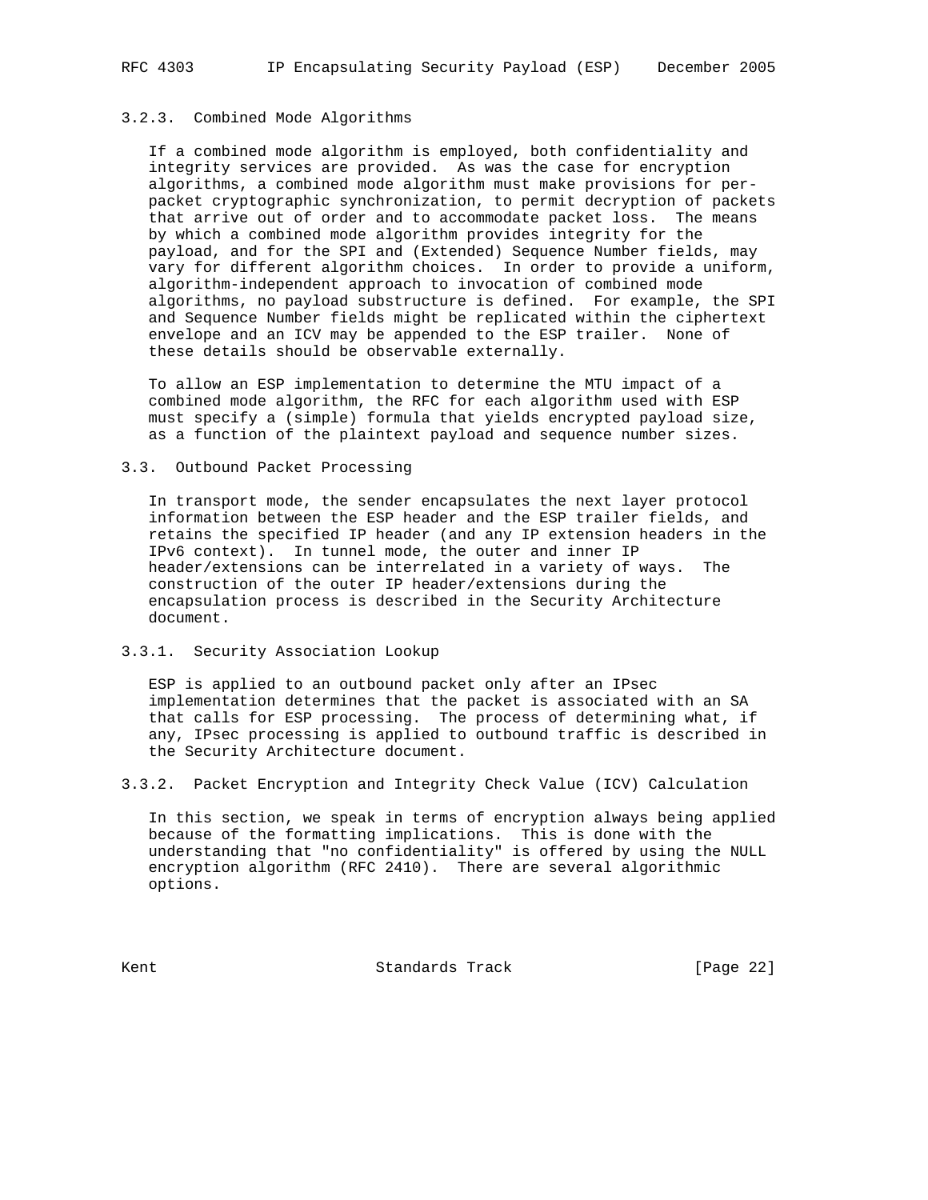### 3.2.3. Combined Mode Algorithms

If a combined mode algorithm is employed, both confidentiality and integrity services are provided. As was the case for encryption algorithms, a combined mode algorithm must make provisions for per-packet cryptographic synchronization, to permit decryption of packets that arrive out of order and to accommodate packet loss. The means by which a combined mode algorithm provides integrity for the payload, and for the SPI and (Extended) Sequence Number fields, may vary for different algorithm choices. In order to provide a uniform, algorithm-independent approach to invocation of combined mode algorithms, no payload substructure is defined. For example, the SPI and Sequence Number fields might be replicated within the ciphertext envelope and an ICV may be appended to the ESP trailer. None of these details should be observable externally.

To allow an ESP implementation to determine the MTU impact of a combined mode algorithm, the RFC for each algorithm used with ESP must specify a (simple) formula that yields encrypted payload size, as a function of the plaintext payload and sequence number sizes.

## 3.3. Outbound Packet Processing

In transport mode, the sender encapsulates the next layer protocol information between the ESP header and the ESP trailer fields, and retains the specified IP header (and any IP extension headers in the IPv6 context). In tunnel mode, the outer and inner IP header/extensions can be interrelated in a variety of ways. The construction of the outer IP header/extensions during the encapsulation process is described in the Security Architecture document.

### 3.3.1. Security Association Lookup

ESP is applied to an outbound packet only after an IPsec implementation determines that the packet is associated with an SA that calls for ESP processing. The process of determining what, if any, IPsec processing is applied to outbound traffic is described in the Security Architecture document.

### 3.3.2. Packet Encryption and Integrity Check Value (ICV) Calculation

In this section, we speak in terms of encryption always being applied because of the formatting implications. This is done with the understanding that "no confidentiality" is offered by using the NULL encryption algorithm (RFC 2410). There are several algorithmic options.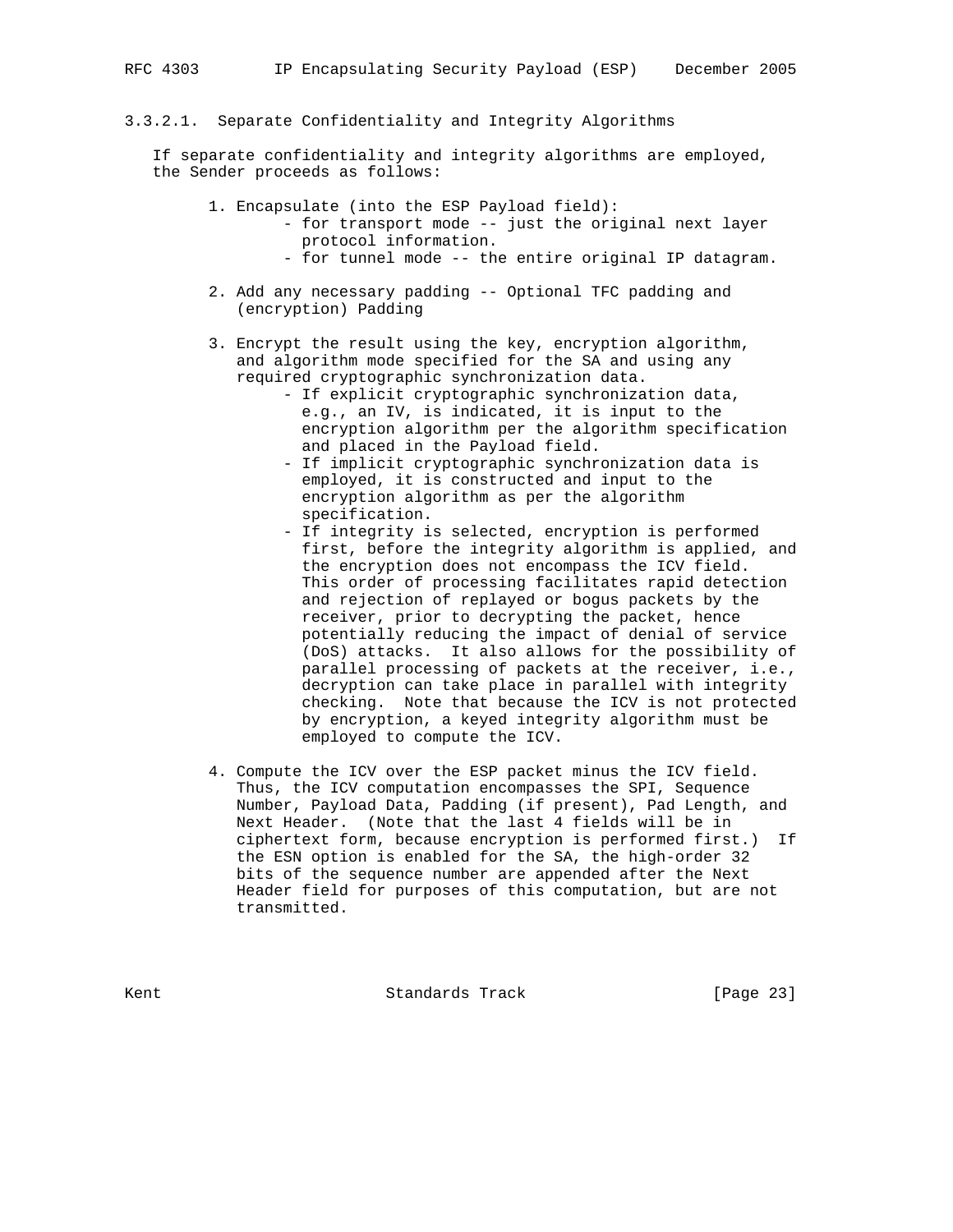#### 3.3.2.1. Separate Confidentiality and Integrity Algorithms

If separate confidentiality and integrity algorithms are employed, the Sender proceeds as follows:

1. Encapsulate (into the ESP Payload field):
    - for transport mode -- just the original next layer protocol information.
    - for tunnel mode -- the entire original IP datagram.

2. Add any necessary padding -- Optional TFC padding and (encryption) Padding

3. Encrypt the result using the key, encryption algorithm, and algorithm mode specified for the SA and using any required cryptographic synchronization data.
    - If explicit cryptographic synchronization data, e.g., an IV, is indicated, it is input to the encryption algorithm per the algorithm specification and placed in the Payload field.
    - If implicit cryptographic synchronization data is employed, it is constructed and input to the encryption algorithm as per the algorithm specification.
    - If integrity is selected, encryption is performed first, before the integrity algorithm is applied, and the encryption does not encompass the ICV field. This order of processing facilitates rapid detection and rejection of replayed or bogus packets by the receiver, prior to decrypting the packet, hence potentially reducing the impact of denial of service (DoS) attacks. It also allows for the possibility of parallel processing of packets at the receiver, i.e., decryption can take place in parallel with integrity checking. Note that because the ICV is not protected by encryption, a keyed integrity algorithm must be employed to compute the ICV.

4. Compute the ICV over the ESP packet minus the ICV field. Thus, the ICV computation encompasses the SPI, Sequence Number, Payload Data, Padding (if present), Pad Length, and Next Header. (Note that the last 4 fields will be in ciphertext form, because encryption is performed first.) If the ESN option is enabled for the SA, the high-order 32 bits of the sequence number are appended after the Next Header field for purposes of this computation, but are not transmitted.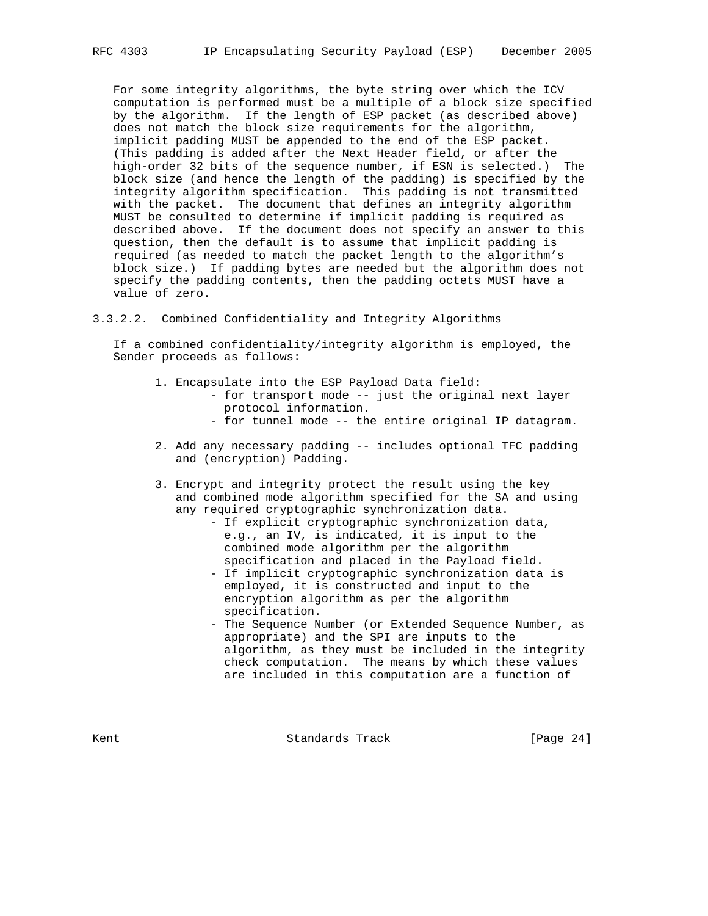For some integrity algorithms, the byte string over which the ICV computation is performed must be a multiple of a block size specified by the algorithm. If the length of ESP packet (as described above) does not match the block size requirements for the algorithm, implicit padding MUST be appended to the end of the ESP packet. (This padding is added after the Next Header field, or after the high-order 32 bits of the sequence number, if ESN is selected.) The block size (and hence the length of the padding) is specified by the integrity algorithm specification. This padding is not transmitted with the packet. The document that defines an integrity algorithm MUST be consulted to determine if implicit padding is required as described above. If the document does not specify an answer to this question, then the default is to assume that implicit padding is required (as needed to match the packet length to the algorithm's block size.) If padding bytes are needed but the algorithm does not specify the padding contents, then the padding octets MUST have a value of zero.

#### 3.3.2.2. Combined Confidentiality and Integrity Algorithms

If a combined confidentiality/integrity algorithm is employed, the Sender proceeds as follows:

1. Encapsulate into the ESP Payload Data field:
   - for transport mode -- just the original next layer protocol information.
   - for tunnel mode -- the entire original IP datagram.

2. Add any necessary padding -- includes optional TFC padding and (encryption) Padding.

3. Encrypt and integrity protect the result using the key and combined mode algorithm specified for the SA and using any required cryptographic synchronization data.
   - If explicit cryptographic synchronization data, e.g., an IV, is indicated, it is input to the combined mode algorithm per the algorithm specification and placed in the Payload field.
   - If implicit cryptographic synchronization data is employed, it is constructed and input to the encryption algorithm as per the algorithm specification.
   - The Sequence Number (or Extended Sequence Number, as appropriate) and the SPI are inputs to the algorithm, as they must be included in the integrity check computation. The means by which these values are included in this computation are a function of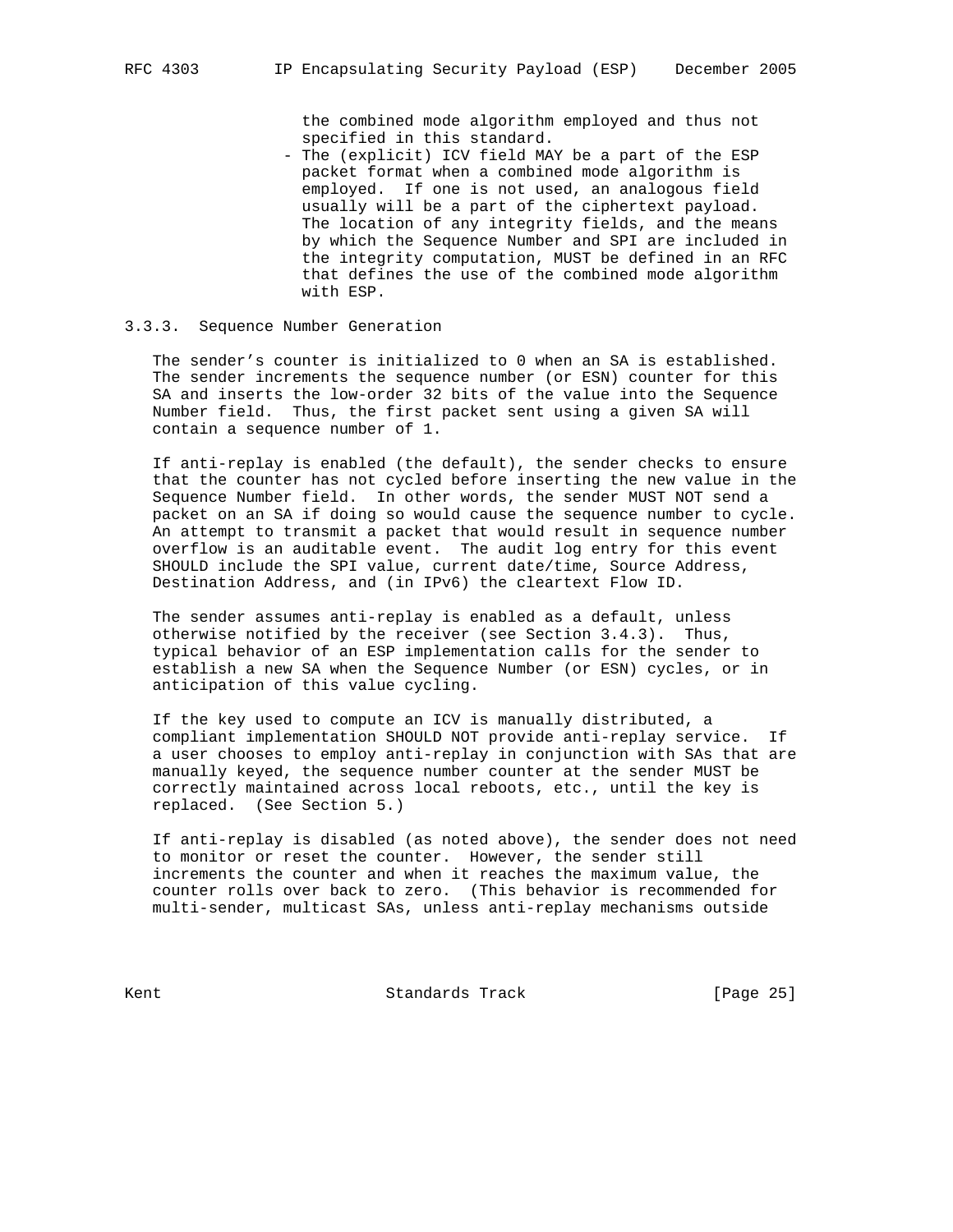the combined mode algorithm employed and thus not specified in this standard.

- The (explicit) ICV field MAY be a part of the ESP packet format when a combined mode algorithm is employed. If one is not used, an analogous field usually will be a part of the ciphertext payload. The location of any integrity fields, and the means by which the Sequence Number and SPI are included in the integrity computation, MUST be defined in an RFC that defines the use of the combined mode algorithm with ESP.

### 3.3.3. Sequence Number Generation

The sender's counter is initialized to 0 when an SA is established. The sender increments the sequence number (or ESN) counter for this SA and inserts the low-order 32 bits of the value into the Sequence Number field. Thus, the first packet sent using a given SA will contain a sequence number of 1.

If anti-replay is enabled (the default), the sender checks to ensure that the counter has not cycled before inserting the new value in the Sequence Number field. In other words, the sender MUST NOT send a packet on an SA if doing so would cause the sequence number to cycle. An attempt to transmit a packet that would result in sequence number overflow is an auditable event. The audit log entry for this event SHOULD include the SPI value, current date/time, Source Address, Destination Address, and (in IPv6) the cleartext Flow ID.

The sender assumes anti-replay is enabled as a default, unless otherwise notified by the receiver (see Section 3.4.3). Thus, typical behavior of an ESP implementation calls for the sender to establish a new SA when the Sequence Number (or ESN) cycles, or in anticipation of this value cycling.

If the key used to compute an ICV is manually distributed, a compliant implementation SHOULD NOT provide anti-replay service. If a user chooses to employ anti-replay in conjunction with SAs that are manually keyed, the sequence number counter at the sender MUST be correctly maintained across local reboots, etc., until the key is replaced. (See Section 5.)

If anti-replay is disabled (as noted above), the sender does not need to monitor or reset the counter. However, the sender still increments the counter and when it reaches the maximum value, the counter rolls over back to zero. (This behavior is recommended for multi-sender, multicast SAs, unless anti-replay mechanisms outside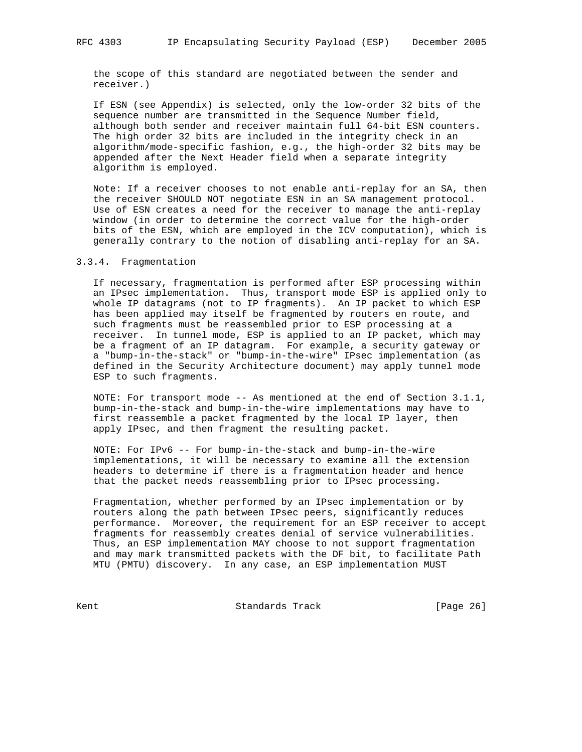the scope of this standard are negotiated between the sender and receiver.)

If ESN (see Appendix) is selected, only the low-order 32 bits of the sequence number are transmitted in the Sequence Number field, although both sender and receiver maintain full 64-bit ESN counters. The high order 32 bits are included in the integrity check in an algorithm/mode-specific fashion, e.g., the high-order 32 bits may be appended after the Next Header field when a separate integrity algorithm is employed.

Note: If a receiver chooses to not enable anti-replay for an SA, then the receiver SHOULD NOT negotiate ESN in an SA management protocol. Use of ESN creates a need for the receiver to manage the anti-replay window (in order to determine the correct value for the high-order bits of the ESN, which are employed in the ICV computation), which is generally contrary to the notion of disabling anti-replay for an SA.

### 3.3.4. Fragmentation

If necessary, fragmentation is performed after ESP processing within an IPsec implementation. Thus, transport mode ESP is applied only to whole IP datagrams (not to IP fragments). An IP packet to which ESP has been applied may itself be fragmented by routers en route, and such fragments must be reassembled prior to ESP processing at a receiver. In tunnel mode, ESP is applied to an IP packet, which may be a fragment of an IP datagram. For example, a security gateway or a "bump-in-the-stack" or "bump-in-the-wire" IPsec implementation (as defined in the Security Architecture document) may apply tunnel mode ESP to such fragments.

NOTE: For transport mode -- As mentioned at the end of Section 3.1.1, bump-in-the-stack and bump-in-the-wire implementations may have to first reassemble a packet fragmented by the local IP layer, then apply IPsec, and then fragment the resulting packet.

NOTE: For IPv6 -- For bump-in-the-stack and bump-in-the-wire implementations, it will be necessary to examine all the extension headers to determine if there is a fragmentation header and hence that the packet needs reassembling prior to IPsec processing.

Fragmentation, whether performed by an IPsec implementation or by routers along the path between IPsec peers, significantly reduces performance. Moreover, the requirement for an ESP receiver to accept fragments for reassembly creates denial of service vulnerabilities. Thus, an ESP implementation MAY choose to not support fragmentation and may mark transmitted packets with the DF bit, to facilitate Path MTU (PMTU) discovery. In any case, an ESP implementation MUST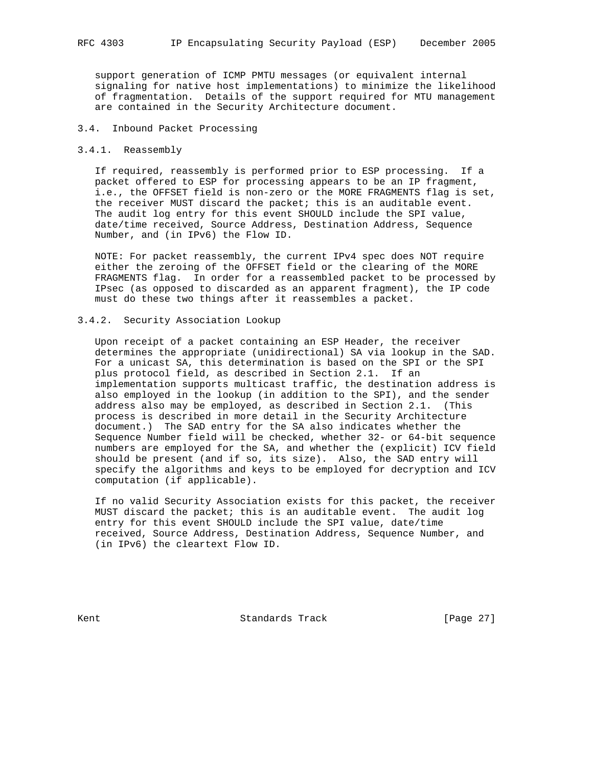support generation of ICMP PMTU messages (or equivalent internal signaling for native host implementations) to minimize the likelihood of fragmentation. Details of the support required for MTU management are contained in the Security Architecture document.

## 3.4. Inbound Packet Processing

### 3.4.1. Reassembly

If required, reassembly is performed prior to ESP processing. If a packet offered to ESP for processing appears to be an IP fragment, i.e., the OFFSET field is non-zero or the MORE FRAGMENTS flag is set, the receiver MUST discard the packet; this is an auditable event. The audit log entry for this event SHOULD include the SPI value, date/time received, Source Address, Destination Address, Sequence Number, and (in IPv6) the Flow ID.

NOTE: For packet reassembly, the current IPv4 spec does NOT require either the zeroing of the OFFSET field or the clearing of the MORE FRAGMENTS flag. In order for a reassembled packet to be processed by IPsec (as opposed to discarded as an apparent fragment), the IP code must do these two things after it reassembles a packet.

### 3.4.2. Security Association Lookup

Upon receipt of a packet containing an ESP Header, the receiver determines the appropriate (unidirectional) SA via lookup in the SAD. For a unicast SA, this determination is based on the SPI or the SPI plus protocol field, as described in Section 2.1. If an implementation supports multicast traffic, the destination address is also employed in the lookup (in addition to the SPI), and the sender address also may be employed, as described in Section 2.1. (This process is described in more detail in the Security Architecture document.) The SAD entry for the SA also indicates whether the Sequence Number field will be checked, whether 32- or 64-bit sequence numbers are employed for the SA, and whether the (explicit) ICV field should be present (and if so, its size). Also, the SAD entry will specify the algorithms and keys to be employed for decryption and ICV computation (if applicable).

If no valid Security Association exists for this packet, the receiver MUST discard the packet; this is an auditable event. The audit log entry for this event SHOULD include the SPI value, date/time received, Source Address, Destination Address, Sequence Number, and (in IPv6) the cleartext Flow ID.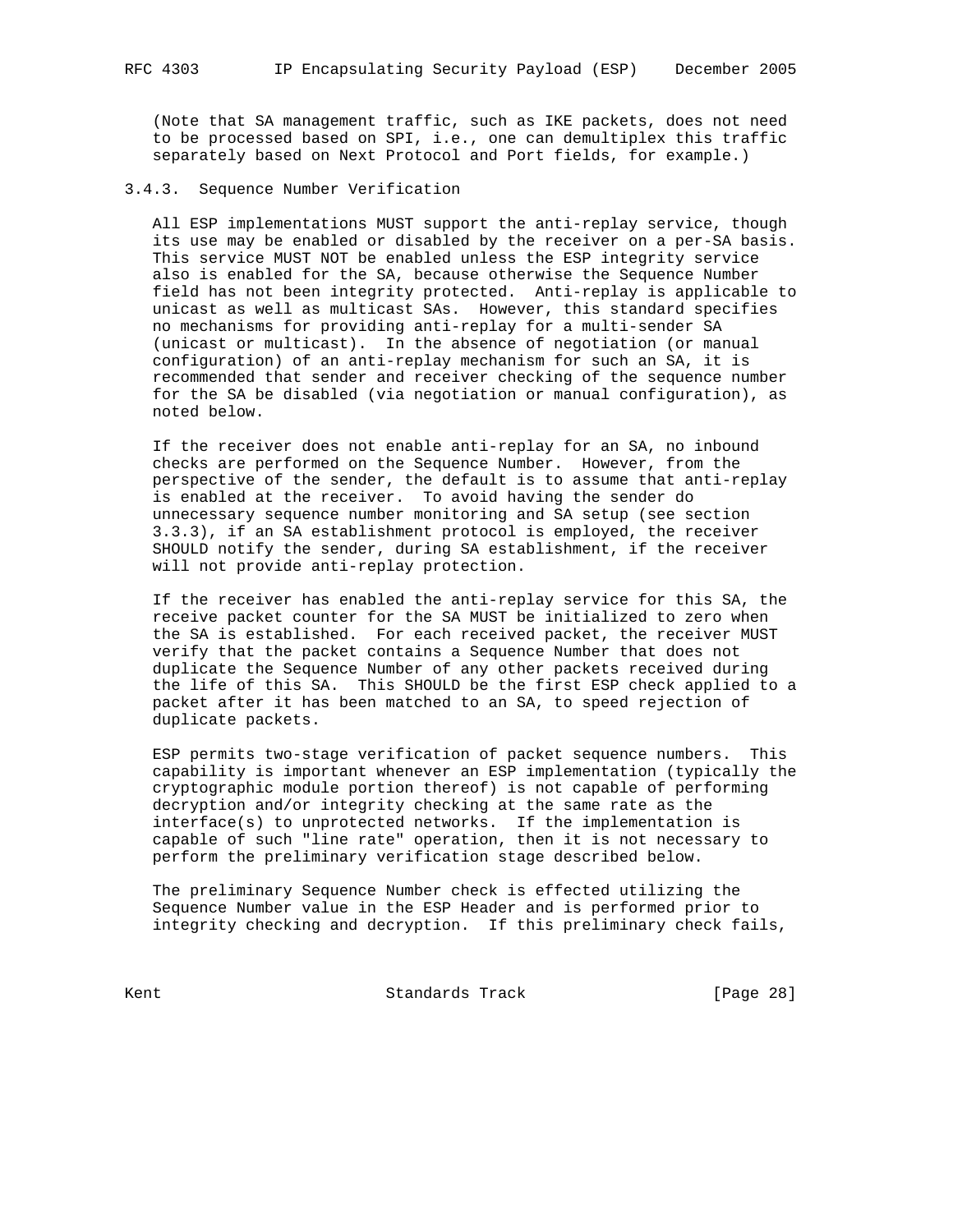(Note that SA management traffic, such as IKE packets, does not need to be processed based on SPI, i.e., one can demultiplex this traffic separately based on Next Protocol and Port fields, for example.)

### 3.4.3. Sequence Number Verification

All ESP implementations MUST support the anti-replay service, though its use may be enabled or disabled by the receiver on a per-SA basis. This service MUST NOT be enabled unless the ESP integrity service also is enabled for the SA, because otherwise the Sequence Number field has not been integrity protected. Anti-replay is applicable to unicast as well as multicast SAs. However, this standard specifies no mechanisms for providing anti-replay for a multi-sender SA (unicast or multicast). In the absence of negotiation (or manual configuration) of an anti-replay mechanism for such an SA, it is recommended that sender and receiver checking of the sequence number for the SA be disabled (via negotiation or manual configuration), as noted below.

If the receiver does not enable anti-replay for an SA, no inbound checks are performed on the Sequence Number. However, from the perspective of the sender, the default is to assume that anti-replay is enabled at the receiver. To avoid having the sender do unnecessary sequence number monitoring and SA setup (see section 3.3.3), if an SA establishment protocol is employed, the receiver SHOULD notify the sender, during SA establishment, if the receiver will not provide anti-replay protection.

If the receiver has enabled the anti-replay service for this SA, the receive packet counter for the SA MUST be initialized to zero when the SA is established. For each received packet, the receiver MUST verify that the packet contains a Sequence Number that does not duplicate the Sequence Number of any other packets received during the life of this SA. This SHOULD be the first ESP check applied to a packet after it has been matched to an SA, to speed rejection of duplicate packets.

ESP permits two-stage verification of packet sequence numbers. This capability is important whenever an ESP implementation (typically the cryptographic module portion thereof) is not capable of performing decryption and/or integrity checking at the same rate as the interface(s) to unprotected networks. If the implementation is capable of such "line rate" operation, then it is not necessary to perform the preliminary verification stage described below.

The preliminary Sequence Number check is effected utilizing the Sequence Number value in the ESP Header and is performed prior to integrity checking and decryption. If this preliminary check fails,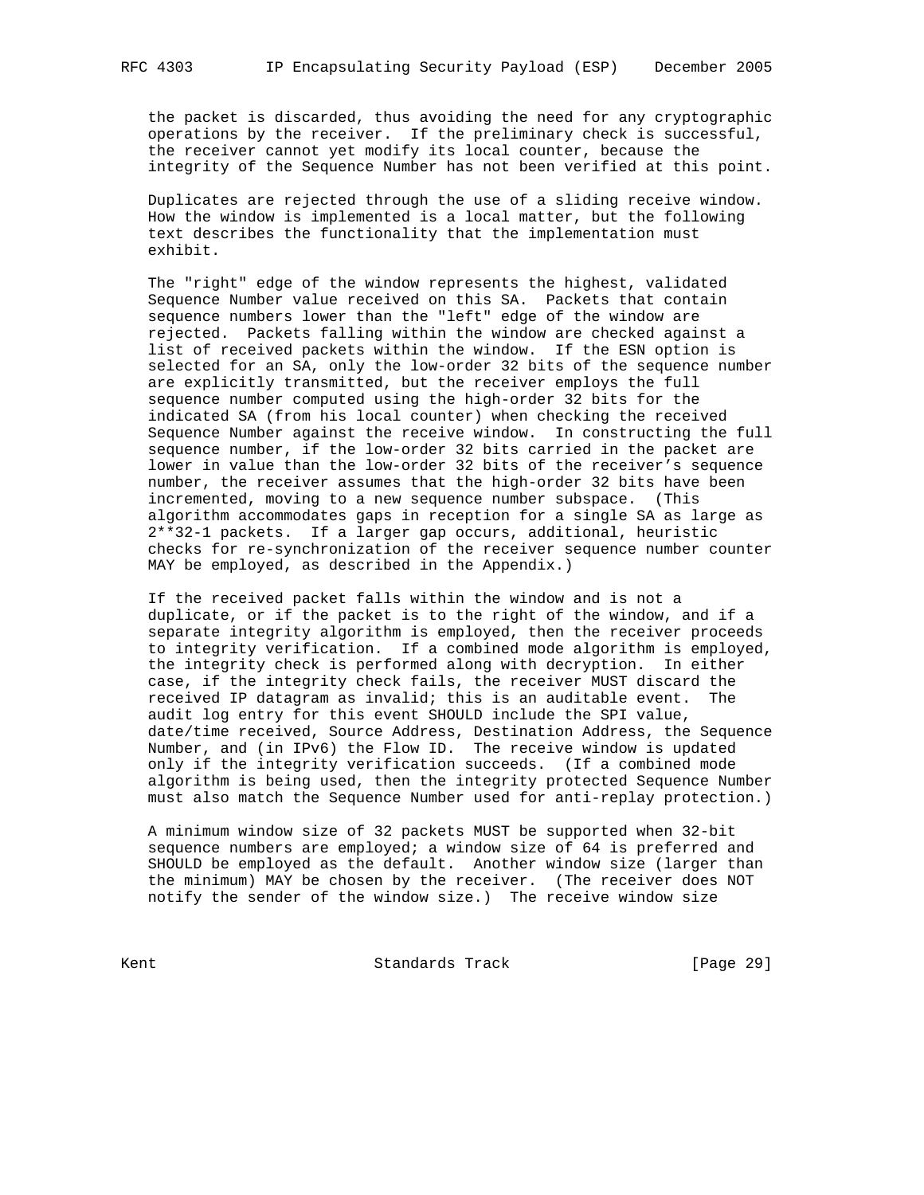the packet is discarded, thus avoiding the need for any cryptographic operations by the receiver. If the preliminary check is successful, the receiver cannot yet modify its local counter, because the integrity of the Sequence Number has not been verified at this point.

Duplicates are rejected through the use of a sliding receive window. How the window is implemented is a local matter, but the following text describes the functionality that the implementation must exhibit.

The "right" edge of the window represents the highest, validated Sequence Number value received on this SA. Packets that contain sequence numbers lower than the "left" edge of the window are rejected. Packets falling within the window are checked against a list of received packets within the window. If the ESN option is selected for an SA, only the low-order 32 bits of the sequence number are explicitly transmitted, but the receiver employs the full sequence number computed using the high-order 32 bits for the indicated SA (from his local counter) when checking the received Sequence Number against the receive window. In constructing the full sequence number, if the low-order 32 bits carried in the packet are lower in value than the low-order 32 bits of the receiver's sequence number, the receiver assumes that the high-order 32 bits have been incremented, moving to a new sequence number subspace. (This algorithm accommodates gaps in reception for a single SA as large as 2**32-1 packets. If a larger gap occurs, additional, heuristic checks for re-synchronization of the receiver sequence number counter MAY be employed, as described in the Appendix.)

If the received packet falls within the window and is not a duplicate, or if the packet is to the right of the window, and if a separate integrity algorithm is employed, then the receiver proceeds to integrity verification. If a combined mode algorithm is employed, the integrity check is performed along with decryption. In either case, if the integrity check fails, the receiver MUST discard the received IP datagram as invalid; this is an auditable event. The audit log entry for this event SHOULD include the SPI value, date/time received, Source Address, Destination Address, the Sequence Number, and (in IPv6) the Flow ID. The receive window is updated only if the integrity verification succeeds. (If a combined mode algorithm is being used, then the integrity protected Sequence Number must also match the Sequence Number used for anti-replay protection.)

A minimum window size of 32 packets MUST be supported when 32-bit sequence numbers are employed; a window size of 64 is preferred and SHOULD be employed as the default. Another window size (larger than the minimum) MAY be chosen by the receiver. (The receiver does NOT notify the sender of the window size.) The receive window size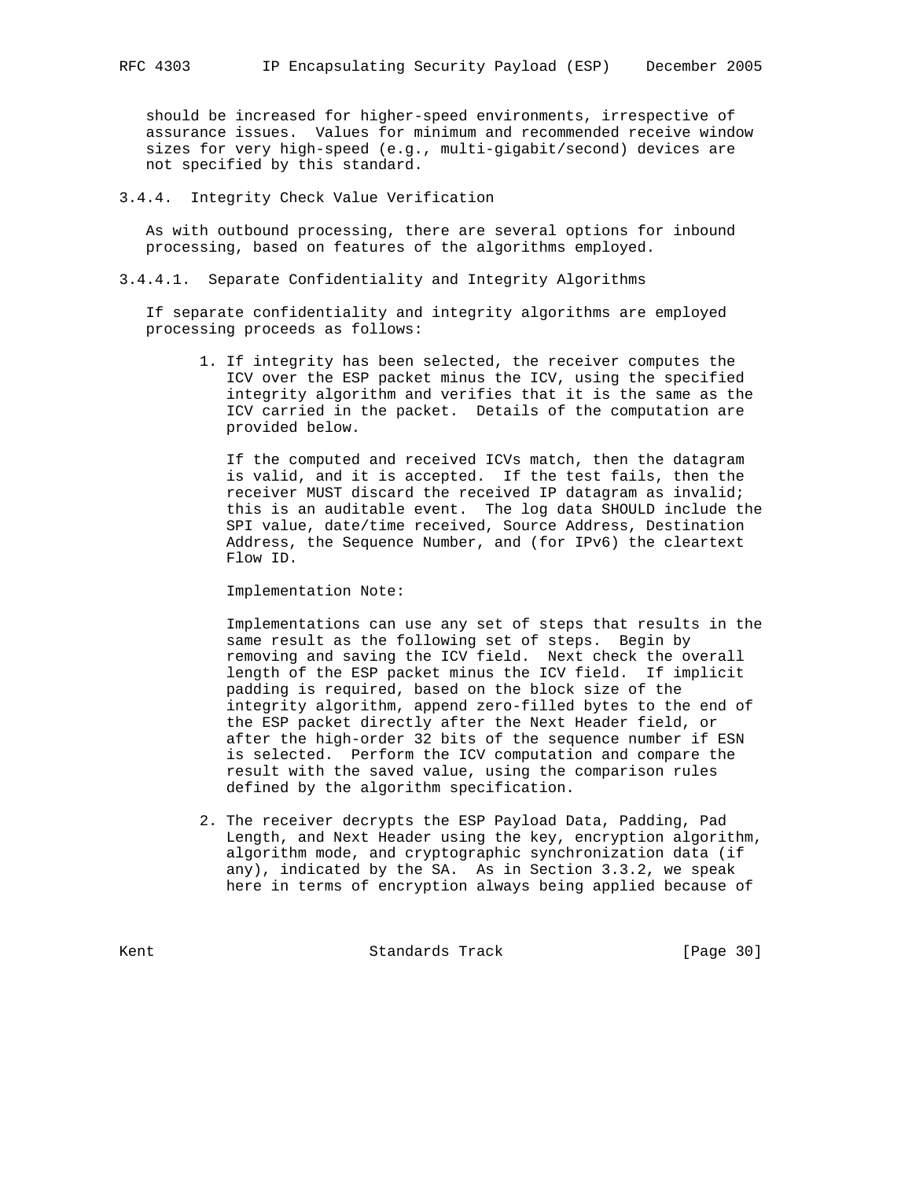should be increased for higher-speed environments, irrespective of assurance issues. Values for minimum and recommended receive window sizes for very high-speed (e.g., multi-gigabit/second) devices are not specified by this standard.

### 3.4.4. Integrity Check Value Verification

As with outbound processing, there are several options for inbound processing, based on features of the algorithms employed.

#### 3.4.4.1. Separate Confidentiality and Integrity Algorithms

If separate confidentiality and integrity algorithms are employed processing proceeds as follows:

1. If integrity has been selected, the receiver computes the ICV over the ESP packet minus the ICV, using the specified integrity algorithm and verifies that it is the same as the ICV carried in the packet. Details of the computation are provided below.

   If the computed and received ICVs match, then the datagram is valid, and it is accepted. If the test fails, then the receiver MUST discard the received IP datagram as invalid; this is an auditable event. The log data SHOULD include the SPI value, date/time received, Source Address, Destination Address, the Sequence Number, and (for IPv6) the cleartext Flow ID.

   Implementation Note:

   Implementations can use any set of steps that results in the same result as the following set of steps. Begin by removing and saving the ICV field. Next check the overall length of the ESP packet minus the ICV field. If implicit padding is required, based on the block size of the integrity algorithm, append zero-filled bytes to the end of the ESP packet directly after the Next Header field, or after the high-order 32 bits of the sequence number if ESN is selected. Perform the ICV computation and compare the result with the saved value, using the comparison rules defined by the algorithm specification.

2. The receiver decrypts the ESP Payload Data, Padding, Pad Length, and Next Header using the key, encryption algorithm, algorithm mode, and cryptographic synchronization data (if any), indicated by the SA. As in Section 3.3.2, we speak here in terms of encryption always being applied because of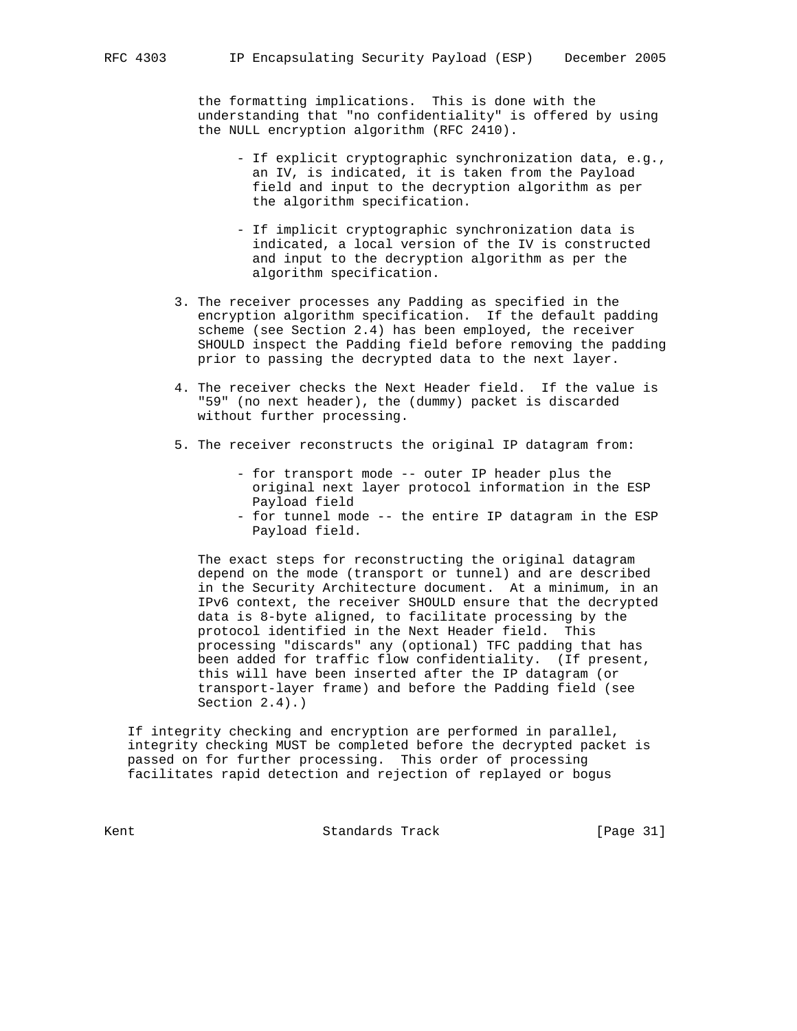the formatting implications. This is done with the understanding that "no confidentiality" is offered by using the NULL encryption algorithm (RFC 2410).

- If explicit cryptographic synchronization data, e.g., an IV, is indicated, it is taken from the Payload field and input to the decryption algorithm as per the algorithm specification.

- If implicit cryptographic synchronization data is indicated, a local version of the IV is constructed and input to the decryption algorithm as per the algorithm specification.

3. The receiver processes any Padding as specified in the encryption algorithm specification. If the default padding scheme (see Section 2.4) has been employed, the receiver SHOULD inspect the Padding field before removing the padding prior to passing the decrypted data to the next layer.

4. The receiver checks the Next Header field. If the value is "59" (no next header), the (dummy) packet is discarded without further processing.

5. The receiver reconstructs the original IP datagram from:

   - for transport mode -- outer IP header plus the original next layer protocol information in the ESP Payload field
   - for tunnel mode -- the entire IP datagram in the ESP Payload field.

   The exact steps for reconstructing the original datagram depend on the mode (transport or tunnel) and are described in the Security Architecture document. At a minimum, in an IPv6 context, the receiver SHOULD ensure that the decrypted data is 8-byte aligned, to facilitate processing by the protocol identified in the Next Header field. This processing "discards" any (optional) TFC padding that has been added for traffic flow confidentiality. (If present, this will have been inserted after the IP datagram (or transport-layer frame) and before the Padding field (see Section 2.4).)

If integrity checking and encryption are performed in parallel, integrity checking MUST be completed before the decrypted packet is passed on for further processing. This order of processing facilitates rapid detection and rejection of replayed or bogus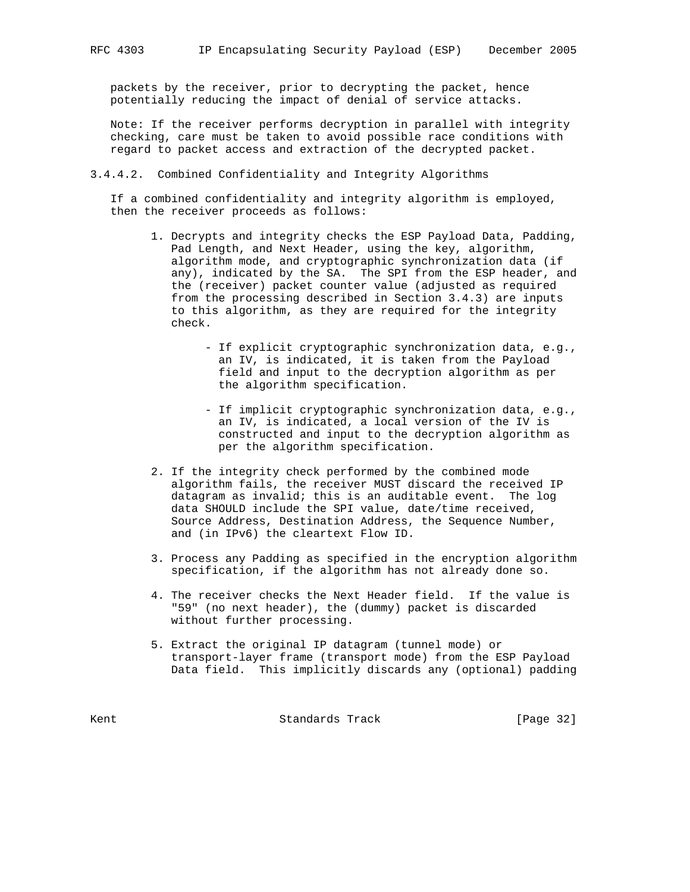packets by the receiver, prior to decrypting the packet, hence potentially reducing the impact of denial of service attacks.

Note: If the receiver performs decryption in parallel with integrity checking, care must be taken to avoid possible race conditions with regard to packet access and extraction of the decrypted packet.

#### 3.4.4.2. Combined Confidentiality and Integrity Algorithms

If a combined confidentiality and integrity algorithm is employed, then the receiver proceeds as follows:

1. Decrypts and integrity checks the ESP Payload Data, Padding, Pad Length, and Next Header, using the key, algorithm, algorithm mode, and cryptographic synchronization data (if any), indicated by the SA. The SPI from the ESP header, and the (receiver) packet counter value (adjusted as required from the processing described in Section 3.4.3) are inputs to this algorithm, as they are required for the integrity check.

    - If explicit cryptographic synchronization data, e.g., an IV, is indicated, it is taken from the Payload field and input to the decryption algorithm as per the algorithm specification.

    - If implicit cryptographic synchronization data, e.g., an IV, is indicated, a local version of the IV is constructed and input to the decryption algorithm as per the algorithm specification.

2. If the integrity check performed by the combined mode algorithm fails, the receiver MUST discard the received IP datagram as invalid; this is an auditable event. The log data SHOULD include the SPI value, date/time received, Source Address, Destination Address, the Sequence Number, and (in IPv6) the cleartext Flow ID.

3. Process any Padding as specified in the encryption algorithm specification, if the algorithm has not already done so.

4. The receiver checks the Next Header field. If the value is "59" (no next header), the (dummy) packet is discarded without further processing.

5. Extract the original IP datagram (tunnel mode) or transport-layer frame (transport mode) from the ESP Payload Data field. This implicitly discards any (optional) padding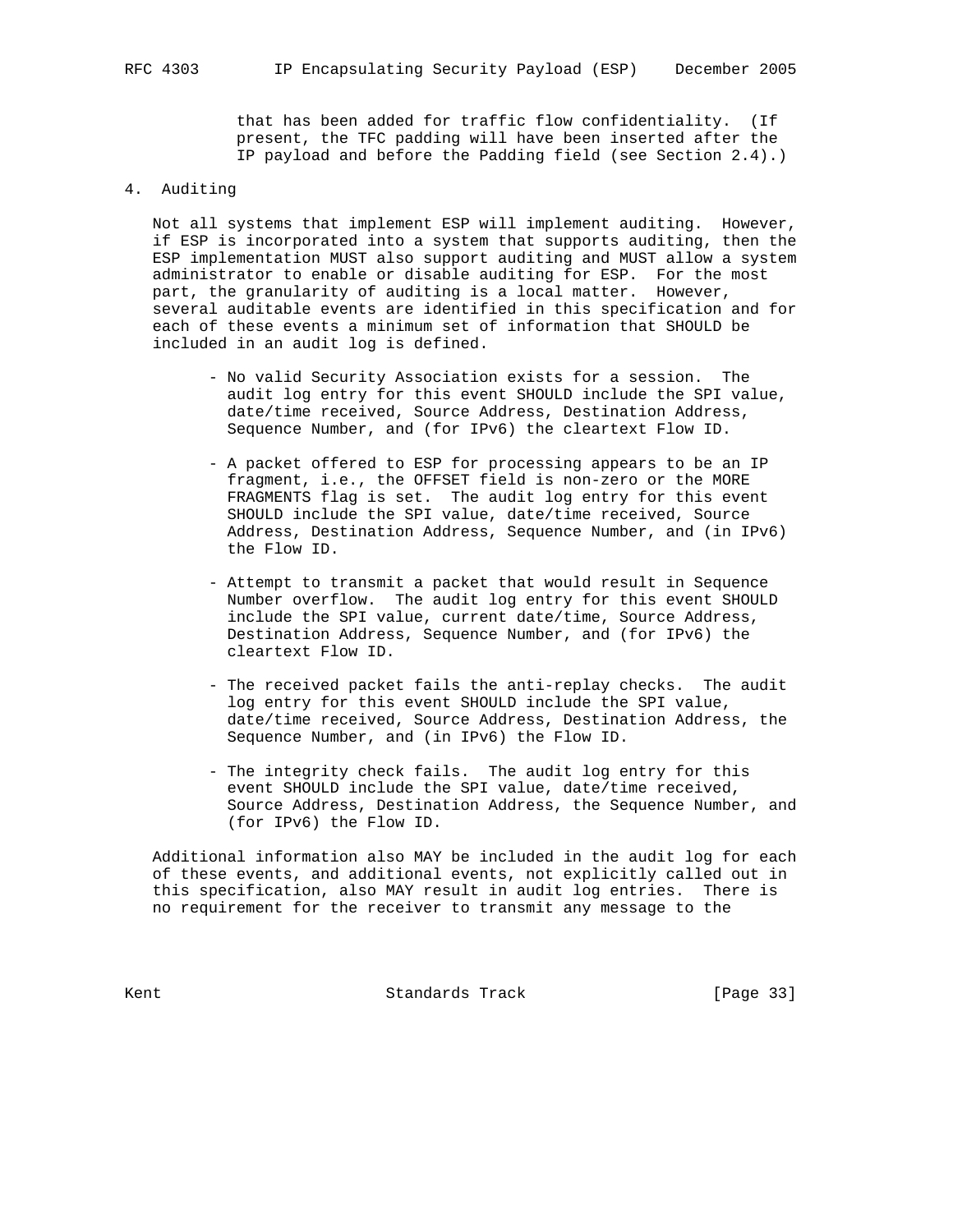that has been added for traffic flow confidentiality. (If present, the TFC padding will have been inserted after the IP payload and before the Padding field (see Section 2.4).)

# 4. Auditing

Not all systems that implement ESP will implement auditing. However, if ESP is incorporated into a system that supports auditing, then the ESP implementation MUST also support auditing and MUST allow a system administrator to enable or disable auditing for ESP. For the most part, the granularity of auditing is a local matter. However, several auditable events are identified in this specification and for each of these events a minimum set of information that SHOULD be included in an audit log is defined.

- No valid Security Association exists for a session. The audit log entry for this event SHOULD include the SPI value, date/time received, Source Address, Destination Address, Sequence Number, and (for IPv6) the cleartext Flow ID.

- A packet offered to ESP for processing appears to be an IP fragment, i.e., the OFFSET field is non-zero or the MORE FRAGMENTS flag is set. The audit log entry for this event SHOULD include the SPI value, date/time received, Source Address, Destination Address, Sequence Number, and (in IPv6) the Flow ID.

- Attempt to transmit a packet that would result in Sequence Number overflow. The audit log entry for this event SHOULD include the SPI value, current date/time, Source Address, Destination Address, Sequence Number, and (for IPv6) the cleartext Flow ID.

- The received packet fails the anti-replay checks. The audit log entry for this event SHOULD include the SPI value, date/time received, Source Address, Destination Address, the Sequence Number, and (in IPv6) the Flow ID.

- The integrity check fails. The audit log entry for this event SHOULD include the SPI value, date/time received, Source Address, Destination Address, the Sequence Number, and (for IPv6) the Flow ID.

Additional information also MAY be included in the audit log for each of these events, and additional events, not explicitly called out in this specification, also MAY result in audit log entries. There is no requirement for the receiver to transmit any message to the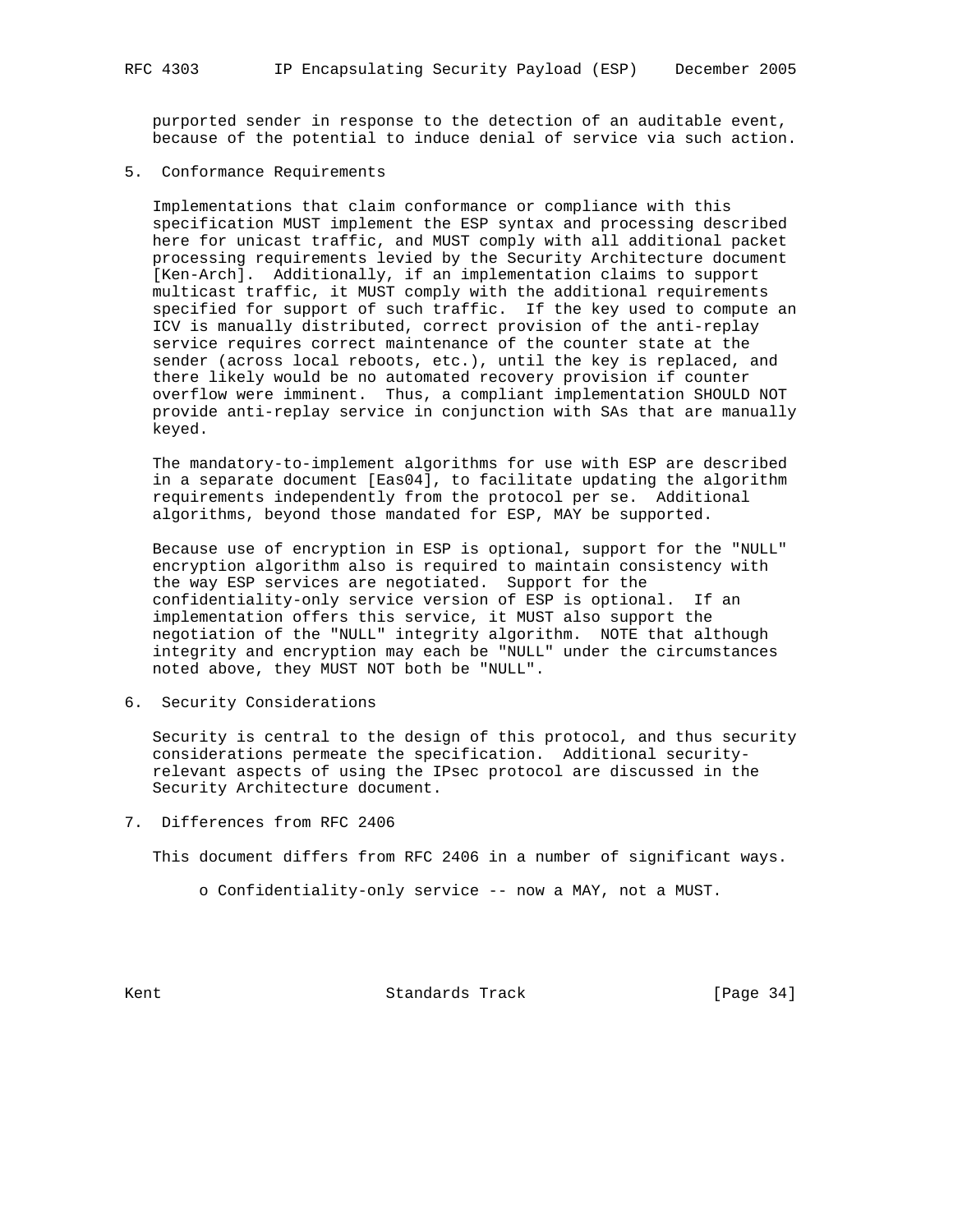purported sender in response to the detection of an auditable event, because of the potential to induce denial of service via such action.

## 5. Conformance Requirements

Implementations that claim conformance or compliance with this specification MUST implement the ESP syntax and processing described here for unicast traffic, and MUST comply with all additional packet processing requirements levied by the Security Architecture document [Ken-Arch]. Additionally, if an implementation claims to support multicast traffic, it MUST comply with the additional requirements specified for support of such traffic. If the key used to compute an ICV is manually distributed, correct provision of the anti-replay service requires correct maintenance of the counter state at the sender (across local reboots, etc.), until the key is replaced, and there likely would be no automated recovery provision if counter overflow were imminent. Thus, a compliant implementation SHOULD NOT provide anti-replay service in conjunction with SAs that are manually keyed.

The mandatory-to-implement algorithms for use with ESP are described in a separate document [Eas04], to facilitate updating the algorithm requirements independently from the protocol per se. Additional algorithms, beyond those mandated for ESP, MAY be supported.

Because use of encryption in ESP is optional, support for the "NULL" encryption algorithm also is required to maintain consistency with the way ESP services are negotiated. Support for the confidentiality-only service version of ESP is optional. If an implementation offers this service, it MUST also support the negotiation of the "NULL" integrity algorithm. NOTE that although integrity and encryption may each be "NULL" under the circumstances noted above, they MUST NOT both be "NULL".

## 6. Security Considerations

Security is central to the design of this protocol, and thus security considerations permeate the specification. Additional security-relevant aspects of using the IPsec protocol are discussed in the Security Architecture document.

## 7. Differences from RFC 2406

This document differs from RFC 2406 in a number of significant ways.

- Confidentiality-only service -- now a MAY, not a MUST.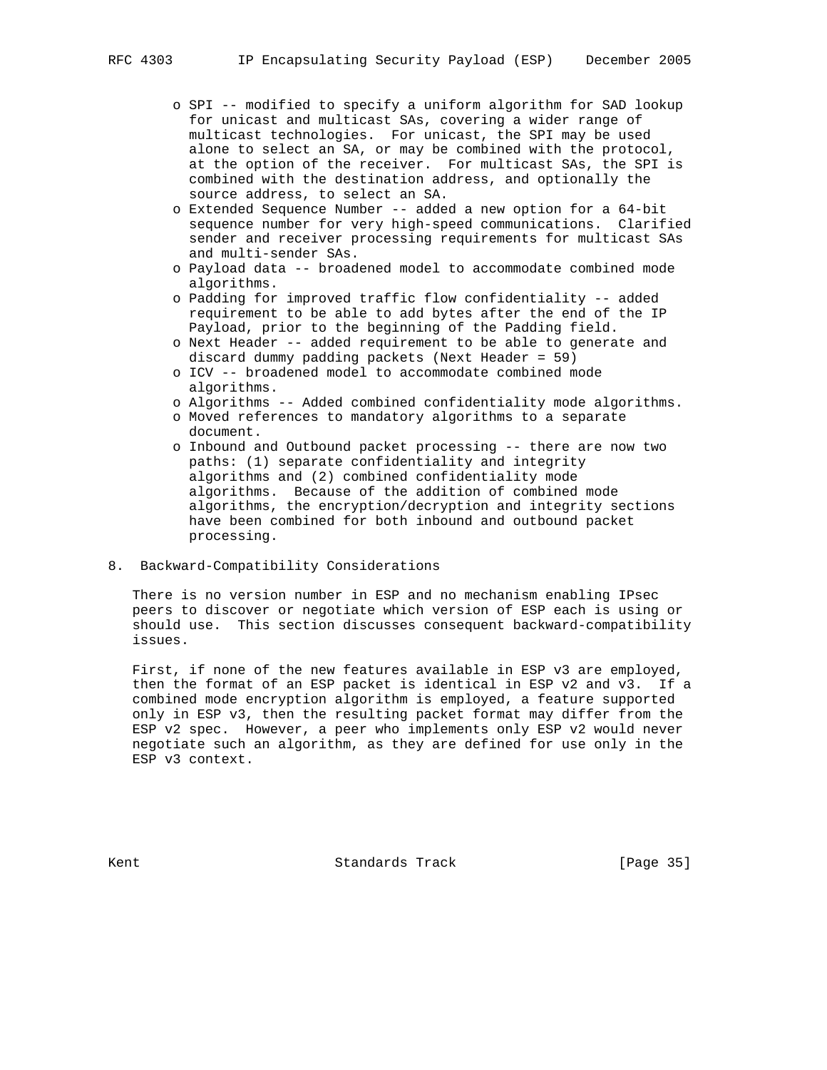- SPI -- modified to specify a uniform algorithm for SAD lookup for unicast and multicast SAs, covering a wider range of multicast technologies. For unicast, the SPI may be used alone to select an SA, or may be combined with the protocol, at the option of the receiver. For multicast SAs, the SPI is combined with the destination address, and optionally the source address, to select an SA.
- Extended Sequence Number -- added a new option for a 64-bit sequence number for very high-speed communications. Clarified sender and receiver processing requirements for multicast SAs and multi-sender SAs.
- Payload data -- broadened model to accommodate combined mode algorithms.
- Padding for improved traffic flow confidentiality -- added requirement to be able to add bytes after the end of the IP Payload, prior to the beginning of the Padding field.
- Next Header -- added requirement to be able to generate and discard dummy padding packets (Next Header = 59)
- ICV -- broadened model to accommodate combined mode algorithms.
- Algorithms -- Added combined confidentiality mode algorithms.
- Moved references to mandatory algorithms to a separate document.
- Inbound and Outbound packet processing -- there are now two paths: (1) separate confidentiality and integrity algorithms and (2) combined confidentiality mode algorithms. Because of the addition of combined mode algorithms, the encryption/decryption and integrity sections have been combined for both inbound and outbound packet processing.

## 8. Backward-Compatibility Considerations

There is no version number in ESP and no mechanism enabling IPsec peers to discover or negotiate which version of ESP each is using or should use. This section discusses consequent backward-compatibility issues.

First, if none of the new features available in ESP v3 are employed, then the format of an ESP packet is identical in ESP v2 and v3. If a combined mode encryption algorithm is employed, a feature supported only in ESP v3, then the resulting packet format may differ from the ESP v2 spec. However, a peer who implements only ESP v2 would never negotiate such an algorithm, as they are defined for use only in the ESP v3 context.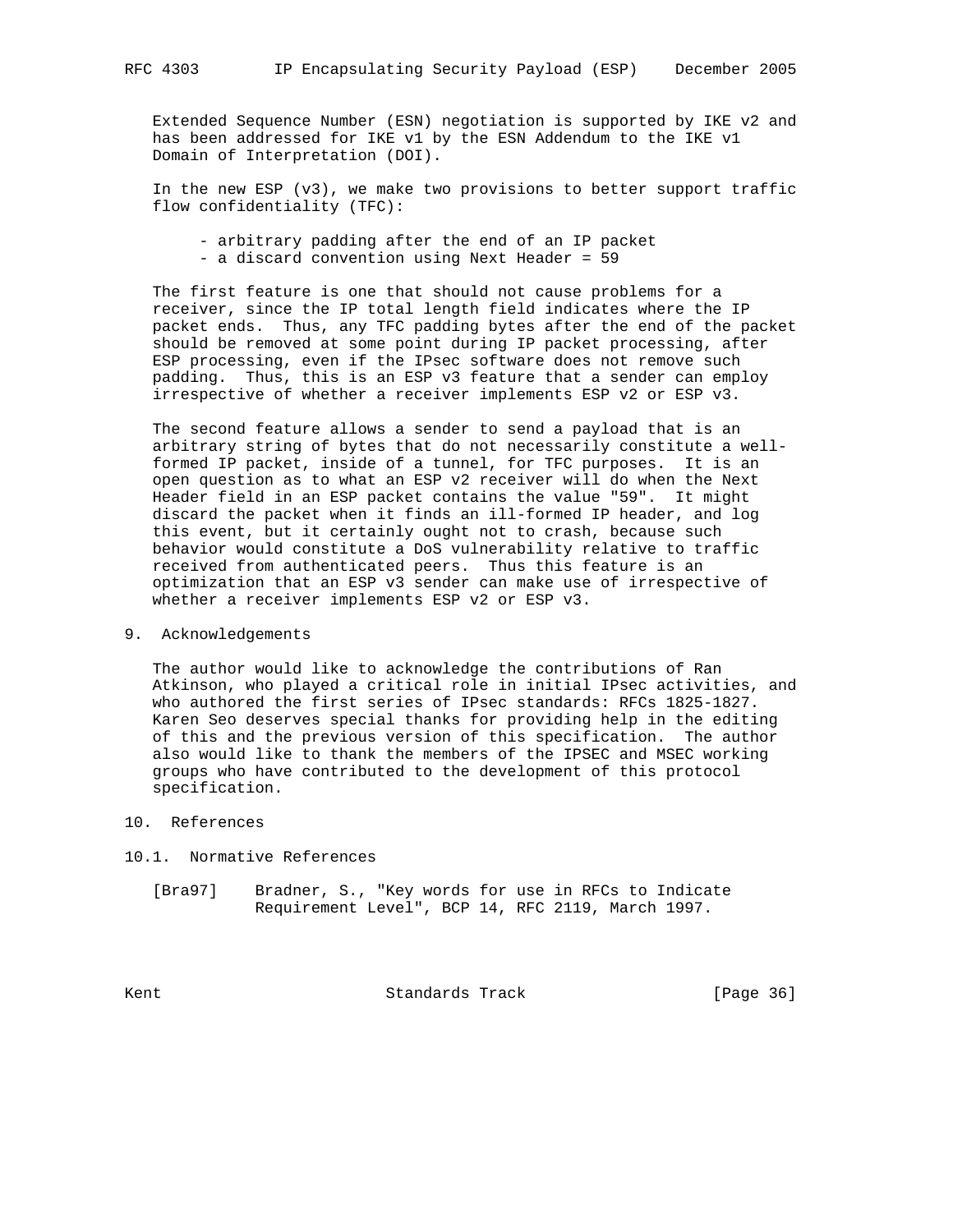Extended Sequence Number (ESN) negotiation is supported by IKE v2 and has been addressed for IKE v1 by the ESN Addendum to the IKE v1 Domain of Interpretation (DOI).

In the new ESP (v3), we make two provisions to better support traffic flow confidentiality (TFC):

- arbitrary padding after the end of an IP packet
- a discard convention using Next Header = 59

The first feature is one that should not cause problems for a receiver, since the IP total length field indicates where the IP packet ends. Thus, any TFC padding bytes after the end of the packet should be removed at some point during IP packet processing, after ESP processing, even if the IPsec software does not remove such padding. Thus, this is an ESP v3 feature that a sender can employ irrespective of whether a receiver implements ESP v2 or ESP v3.

The second feature allows a sender to send a payload that is an arbitrary string of bytes that do not necessarily constitute a well-formed IP packet, inside of a tunnel, for TFC purposes. It is an open question as to what an ESP v2 receiver will do when the Next Header field in an ESP packet contains the value "59". It might discard the packet when it finds an ill-formed IP header, and log this event, but it certainly ought not to crash, because such behavior would constitute a DoS vulnerability relative to traffic received from authenticated peers. Thus this feature is an optimization that an ESP v3 sender can make use of irrespective of whether a receiver implements ESP v2 or ESP v3.

## 9. Acknowledgements

The author would like to acknowledge the contributions of Ran Atkinson, who played a critical role in initial IPsec activities, and who authored the first series of IPsec standards: RFCs 1825-1827. Karen Seo deserves special thanks for providing help in the editing of this and the previous version of this specification. The author also would like to thank the members of the IPSEC and MSEC working groups who have contributed to the development of this protocol specification.

## 10. References

### 10.1. Normative References

[Bra97] Bradner, S., "Key words for use in RFCs to Indicate Requirement Level", BCP 14, RFC 2119, March 1997.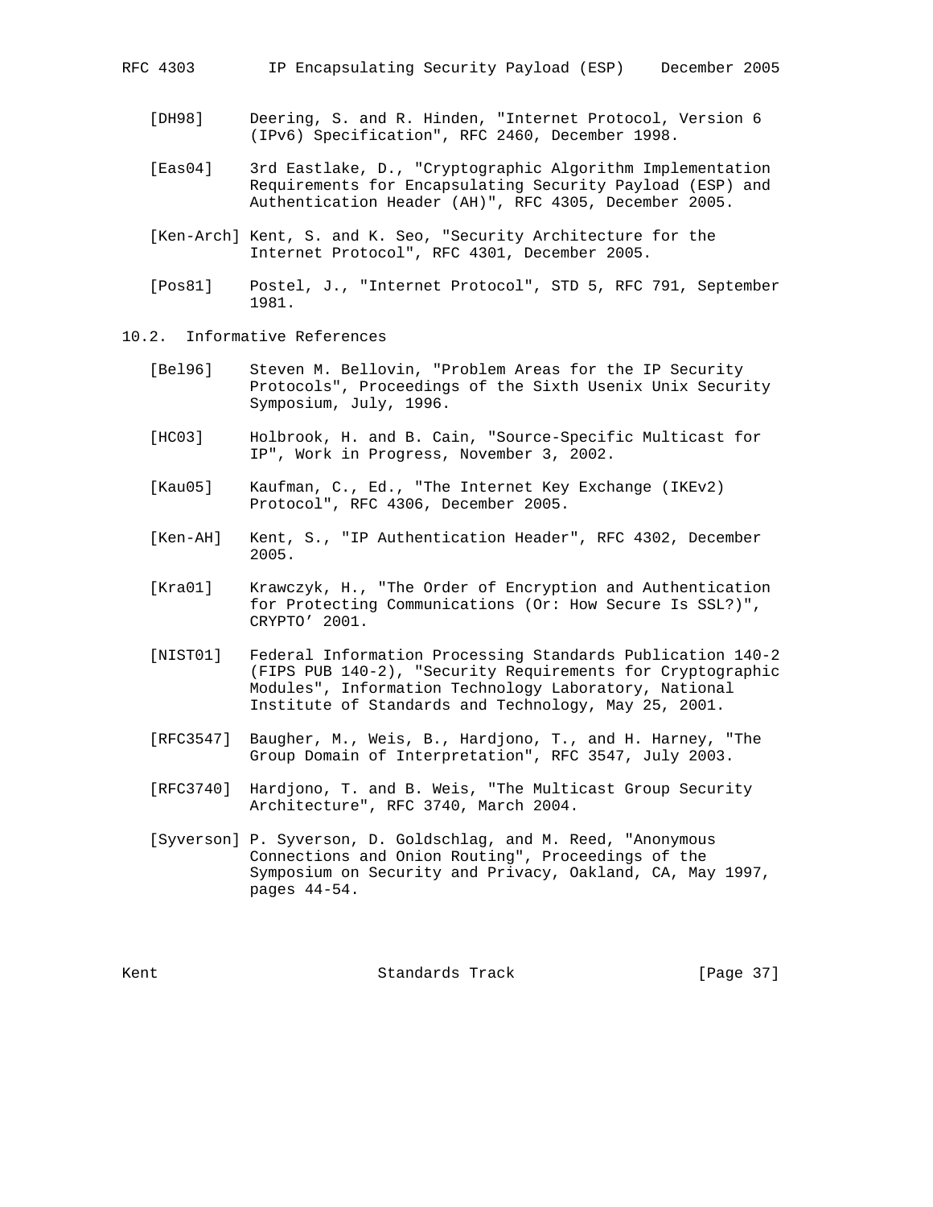[DH98] Deering, S. and R. Hinden, "Internet Protocol, Version 6 (IPv6) Specification", RFC 2460, December 1998.

[Eas04] 3rd Eastlake, D., "Cryptographic Algorithm Implementation Requirements for Encapsulating Security Payload (ESP) and Authentication Header (AH)", RFC 4305, December 2005.

[Ken-Arch] Kent, S. and K. Seo, "Security Architecture for the Internet Protocol", RFC 4301, December 2005.

[Pos81] Postel, J., "Internet Protocol", STD 5, RFC 791, September 1981.

## 10.2. Informative References

[Bel96] Steven M. Bellovin, "Problem Areas for the IP Security Protocols", Proceedings of the Sixth Usenix Unix Security Symposium, July, 1996.

[HC03] Holbrook, H. and B. Cain, "Source-Specific Multicast for IP", Work in Progress, November 3, 2002.

[Kau05] Kaufman, C., Ed., "The Internet Key Exchange (IKEv2) Protocol", RFC 4306, December 2005.

[Ken-AH] Kent, S., "IP Authentication Header", RFC 4302, December 2005.

[Kra01] Krawczyk, H., "The Order of Encryption and Authentication for Protecting Communications (Or: How Secure Is SSL?)", CRYPTO' 2001.

[NIST01] Federal Information Processing Standards Publication 140-2 (FIPS PUB 140-2), "Security Requirements for Cryptographic Modules", Information Technology Laboratory, National Institute of Standards and Technology, May 25, 2001.

[RFC3547] Baugher, M., Weis, B., Hardjono, T., and H. Harney, "The Group Domain of Interpretation", RFC 3547, July 2003.

[RFC3740] Hardjono, T. and B. Weis, "The Multicast Group Security Architecture", RFC 3740, March 2004.

[Syverson] P. Syverson, D. Goldschlag, and M. Reed, "Anonymous Connections and Onion Routing", Proceedings of the Symposium on Security and Privacy, Oakland, CA, May 1997, pages 44-54.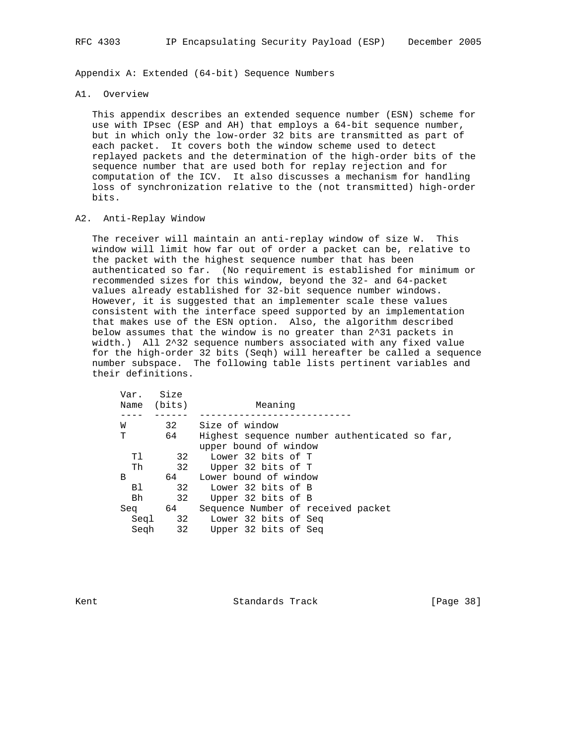## Appendix A: Extended (64-bit) Sequence Numbers

### A1. Overview

This appendix describes an extended sequence number (ESN) scheme for use with IPsec (ESP and AH) that employs a 64-bit sequence number, but in which only the low-order 32 bits are transmitted as part of each packet. It covers both the window scheme used to detect replayed packets and the determination of the high-order bits of the sequence number that are used both for replay rejection and for computation of the ICV. It also discusses a mechanism for handling loss of synchronization relative to the (not transmitted) high-order bits.

### A2. Anti-Replay Window

The receiver will maintain an anti-replay window of size W. This window will limit how far out of order a packet can be, relative to the packet with the highest sequence number that has been authenticated so far. (No requirement is established for minimum or recommended sizes for this window, beyond the 32- and 64-packet values already established for 32-bit sequence number windows. However, it is suggested that an implementer scale these values consistent with the interface speed supported by an implementation that makes use of the ESN option. Also, the algorithm described below assumes that the window is no greater than 2^31 packets in width.) All 2^32 sequence numbers associated with any fixed value for the high-order 32 bits (Seqh) will hereafter be called a sequence number subspace. The following table lists pertinent variables and their definitions.

| Var. Name | Size (bits) | Meaning |
|---|---|---|
| W | 32 | Size of window |
| T | 64 | Highest sequence number authenticated so far, upper bound of window |
| Tl | 32 | Lower 32 bits of T |
| Th | 32 | Upper 32 bits of T |
| B | 64 | Lower bound of window |
| Bl | 32 | Lower 32 bits of B |
| Bh | 32 | Upper 32 bits of B |
| Seq | 64 | Sequence Number of received packet |
| Seql | 32 | Lower 32 bits of Seq |
| Seqh | 32 | Upper 32 bits of Seq |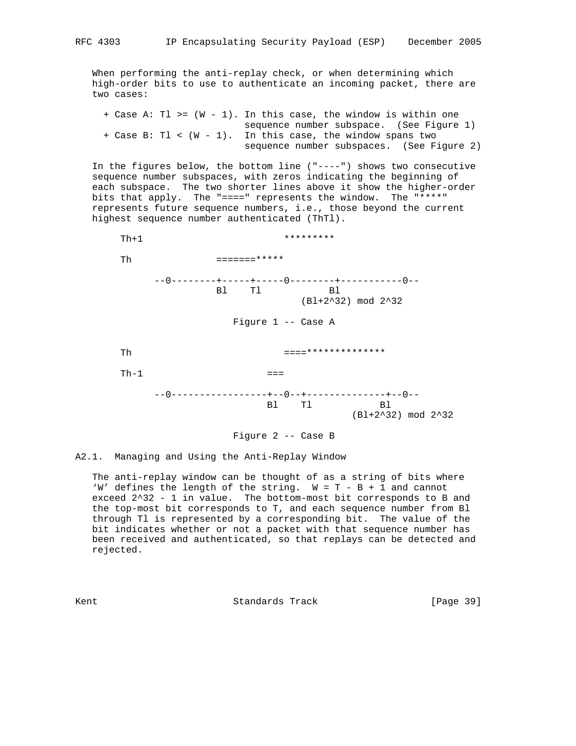When performing the anti-replay check, or when determining which high-order bits to use to authenticate an incoming packet, there are two cases:

+ Case A: Tl >= (W - 1). In this case, the window is within one sequence number subspace. (See Figure 1)
+ Case B: Tl < (W - 1). In this case, the window spans two sequence number subspaces. (See Figure 2)

In the figures below, the bottom line ("----") shows two consecutive sequence number subspaces, with zeros indicating the beginning of each subspace. The two shorter lines above it show the higher-order bits that apply. The "====" represents the window. The "****" represents future sequence numbers, i.e., those beyond the current highest sequence number authenticated (ThTl).

```
    Th+1                         *********

    Th               =======*****

          --0--------+-----+-----0--------+-----------0--
                     Bl    Tl            Bl
                                    (Bl+2^32) mod 2^32

                        Figure 1 -- Case A


    Th                           ====**************

    Th-1                      ===

          --0-----------------+--0--+--------------+--0--
                              Bl    Tl            Bl
                                             (Bl+2^32) mod 2^32

                        Figure 2 -- Case B
```

## A2.1. Managing and Using the Anti-Replay Window

The anti-replay window can be thought of as a string of bits where 'W' defines the length of the string. W = T - B + 1 and cannot exceed 2^32 - 1 in value. The bottom-most bit corresponds to B and the top-most bit corresponds to T, and each sequence number from Bl through Tl is represented by a corresponding bit. The value of the bit indicates whether or not a packet with that sequence number has been received and authenticated, so that replays can be detected and rejected.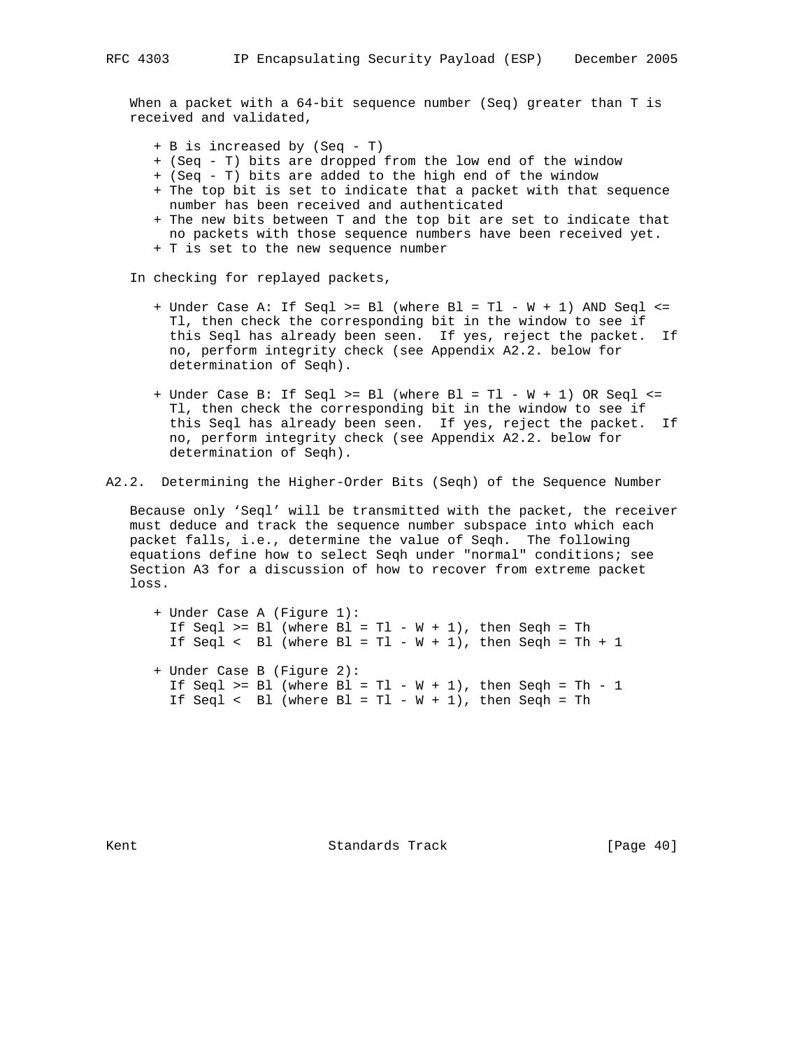When a packet with a 64-bit sequence number (Seq) greater than T is received and validated,

- B is increased by (Seq - T)
- (Seq - T) bits are dropped from the low end of the window
- (Seq - T) bits are added to the high end of the window
- The top bit is set to indicate that a packet with that sequence number has been received and authenticated
- The new bits between T and the top bit are set to indicate that no packets with those sequence numbers have been received yet.
- T is set to the new sequence number

In checking for replayed packets,

- Under Case A: If Seql >= Bl (where Bl = Tl - W + 1) AND Seql <= Tl, then check the corresponding bit in the window to see if this Seql has already been seen. If yes, reject the packet. If no, perform integrity check (see Appendix A2.2. below for determination of Seqh).

- Under Case B: If Seql >= Bl (where Bl = Tl - W + 1) OR Seql <= Tl, then check the corresponding bit in the window to see if this Seql has already been seen. If yes, reject the packet. If no, perform integrity check (see Appendix A2.2. below for determination of Seqh).

## A2.2. Determining the Higher-Order Bits (Seqh) of the Sequence Number

Because only 'Seql' will be transmitted with the packet, the receiver must deduce and track the sequence number subspace into which each packet falls, i.e., determine the value of Seqh. The following equations define how to select Seqh under "normal" conditions; see Section A3 for a discussion of how to recover from extreme packet loss.

- Under Case A (Figure 1):
  If Seql >= Bl (where Bl = Tl - W + 1), then Seqh = Th
  If Seql < Bl (where Bl = Tl - W + 1), then Seqh = Th + 1

- Under Case B (Figure 2):
  If Seql >= Bl (where Bl = Tl - W + 1), then Seqh = Th - 1
  If Seql < Bl (where Bl = Tl - W + 1), then Seqh = Th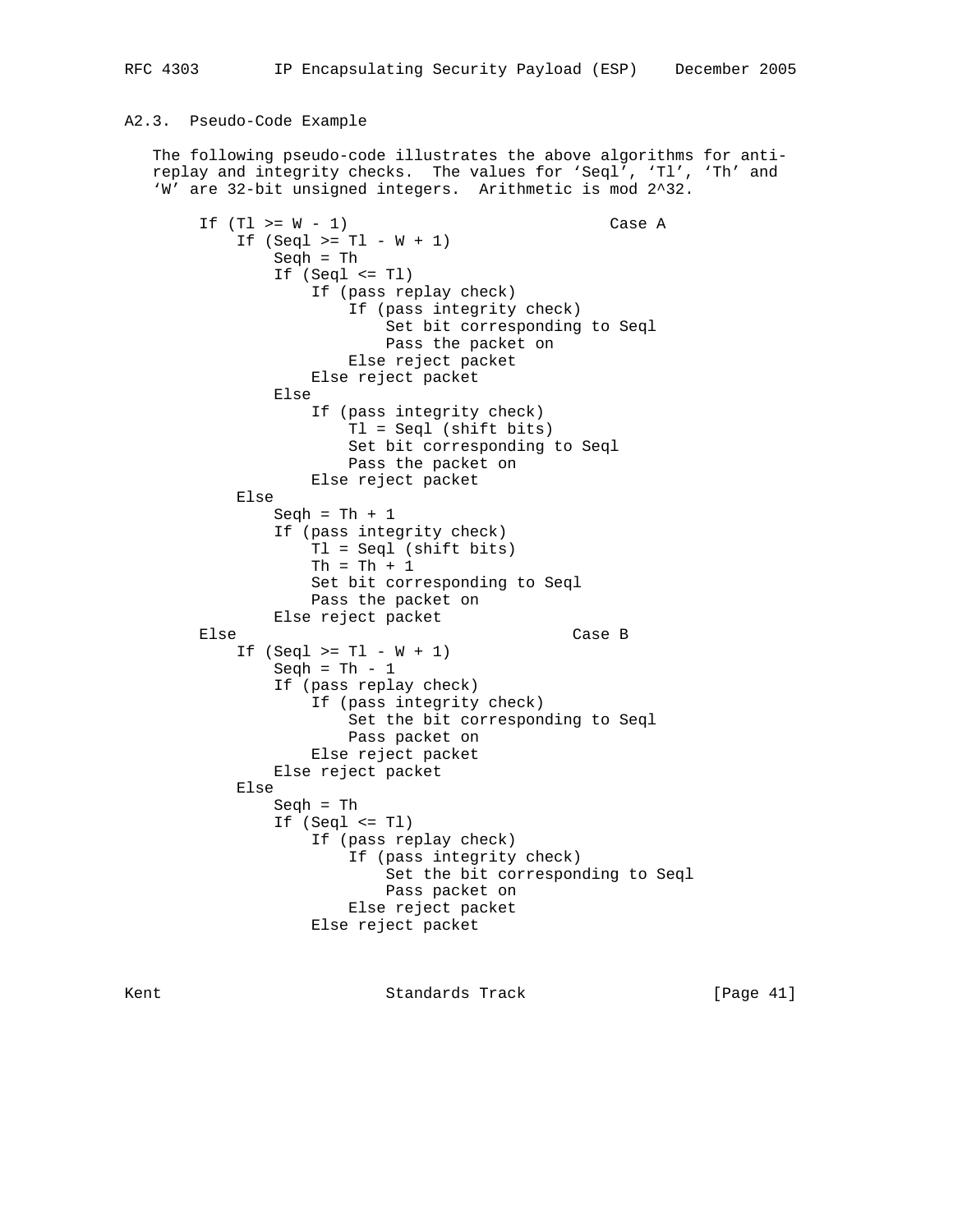### A2.3. Pseudo-Code Example

The following pseudo-code illustrates the above algorithms for anti-replay and integrity checks. The values for 'Seql', 'Tl', 'Th' and 'W' are 32-bit unsigned integers. Arithmetic is mod 2^32.

```
    If (Tl >= W - 1)                            Case A
        If (Seql >= Tl - W + 1)
            Seqh = Th
            If (Seql <= Tl)
                If (pass replay check)
                    If (pass integrity check)
                        Set bit corresponding to Seql
                        Pass the packet on
                    Else reject packet
                Else reject packet
            Else
                If (pass integrity check)
                    Tl = Seql (shift bits)
                    Set bit corresponding to Seql
                    Pass the packet on
                Else reject packet
        Else
            Seqh = Th + 1
            If (pass integrity check)
                Tl = Seql (shift bits)
                Th = Th + 1
                Set bit corresponding to Seql
                Pass the packet on
            Else reject packet
    Else                                    Case B
        If (Seql >= Tl - W + 1)
            Seqh = Th - 1
            If (pass replay check)
                If (pass integrity check)
                    Set the bit corresponding to Seql
                    Pass packet on
                Else reject packet
            Else reject packet
        Else
            Seqh = Th
            If (Seql <= Tl)
                If (pass replay check)
                    If (pass integrity check)
                        Set the bit corresponding to Seql
                        Pass packet on
                    Else reject packet
                Else reject packet
```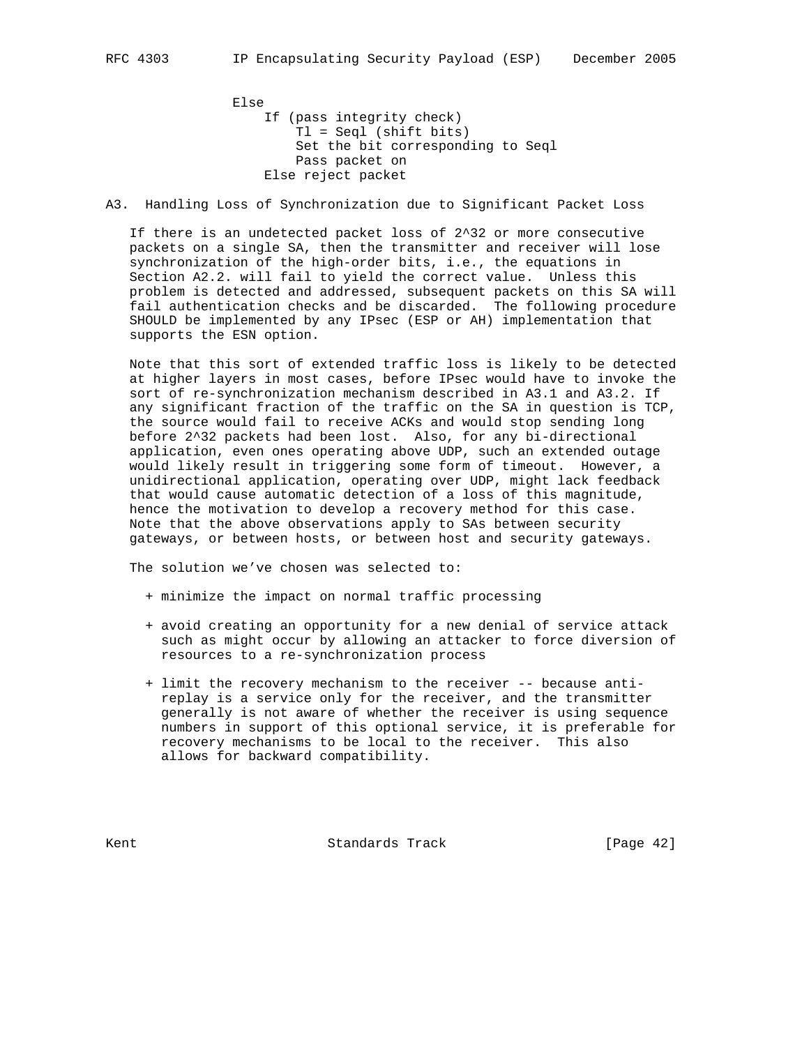```
Else
    If (pass integrity check)
        Tl = Seql (shift bits)
        Set the bit corresponding to Seql
        Pass packet on
    Else reject packet
```

## A3. Handling Loss of Synchronization due to Significant Packet Loss

If there is an undetected packet loss of $2^{32}$ or more consecutive packets on a single SA, then the transmitter and receiver will lose synchronization of the high-order bits, i.e., the equations in Section A2.2. will fail to yield the correct value. Unless this problem is detected and addressed, subsequent packets on this SA will fail authentication checks and be discarded. The following procedure SHOULD be implemented by any IPsec (ESP or AH) implementation that supports the ESN option.

Note that this sort of extended traffic loss is likely to be detected at higher layers in most cases, before IPsec would have to invoke the sort of re-synchronization mechanism described in A3.1 and A3.2. If any significant fraction of the traffic on the SA in question is TCP, the source would fail to receive ACKs and would stop sending long before $2^{32}$ packets had been lost. Also, for any bi-directional application, even ones operating above UDP, such an extended outage would likely result in triggering some form of timeout. However, a unidirectional application, operating over UDP, might lack feedback that would cause automatic detection of a loss of this magnitude, hence the motivation to develop a recovery method for this case. Note that the above observations apply to SAs between security gateways, or between hosts, or between host and security gateways.

The solution we've chosen was selected to:

+ minimize the impact on normal traffic processing

+ avoid creating an opportunity for a new denial of service attack such as might occur by allowing an attacker to force diversion of resources to a re-synchronization process

+ limit the recovery mechanism to the receiver -- because anti-replay is a service only for the receiver, and the transmitter generally is not aware of whether the receiver is using sequence numbers in support of this optional service, it is preferable for recovery mechanisms to be local to the receiver. This also allows for backward compatibility.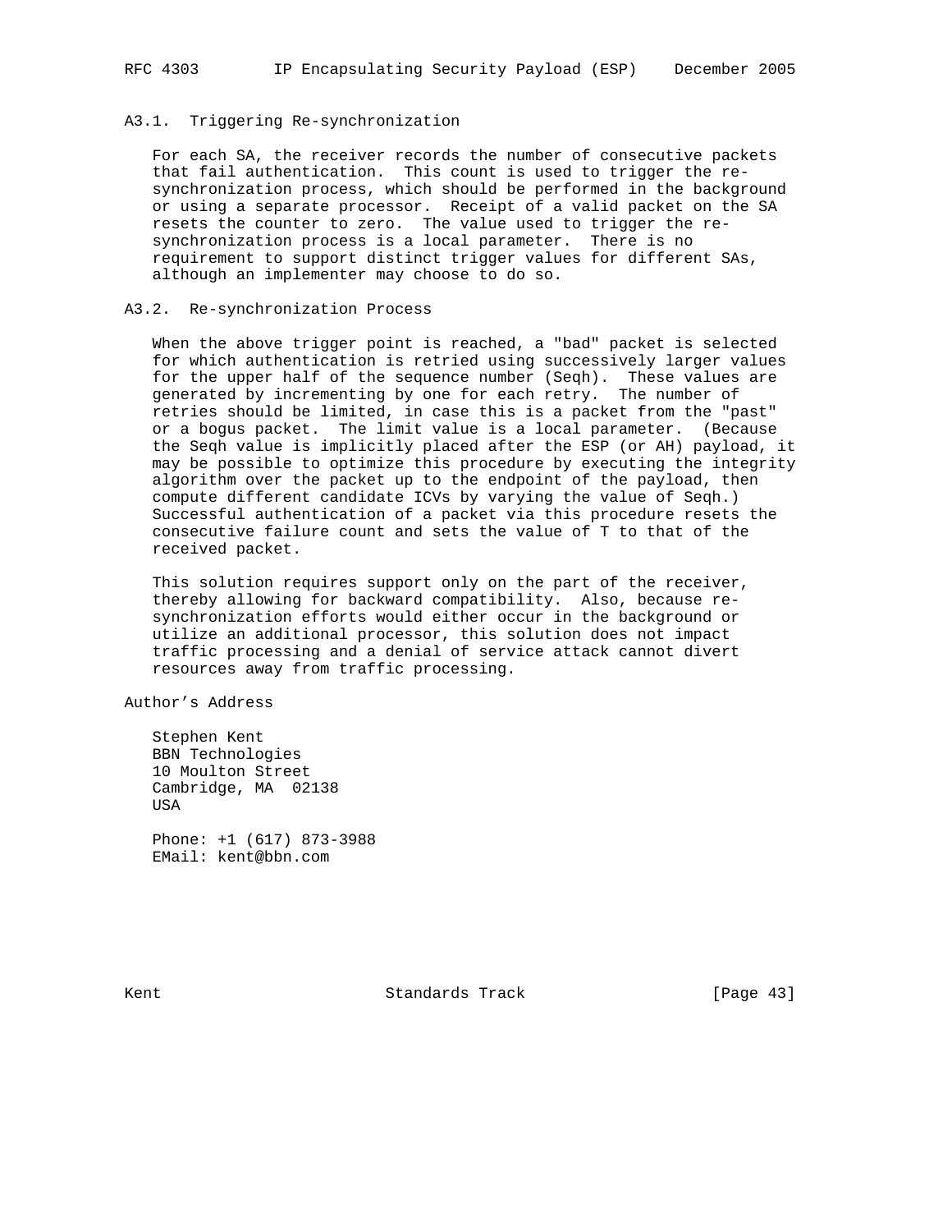### A3.1. Triggering Re-synchronization

For each SA, the receiver records the number of consecutive packets that fail authentication. This count is used to trigger the re-synchronization process, which should be performed in the background or using a separate processor. Receipt of a valid packet on the SA resets the counter to zero. The value used to trigger the re-synchronization process is a local parameter. There is no requirement to support distinct trigger values for different SAs, although an implementer may choose to do so.

### A3.2. Re-synchronization Process

When the above trigger point is reached, a "bad" packet is selected for which authentication is retried using successively larger values for the upper half of the sequence number (Seqh). These values are generated by incrementing by one for each retry. The number of retries should be limited, in case this is a packet from the "past" or a bogus packet. The limit value is a local parameter. (Because the Seqh value is implicitly placed after the ESP (or AH) payload, it may be possible to optimize this procedure by executing the integrity algorithm over the packet up to the endpoint of the payload, then compute different candidate ICVs by varying the value of Seqh.) Successful authentication of a packet via this procedure resets the consecutive failure count and sets the value of T to that of the received packet.

This solution requires support only on the part of the receiver, thereby allowing for backward compatibility. Also, because re-synchronization efforts would either occur in the background or utilize an additional processor, this solution does not impact traffic processing and a denial of service attack cannot divert resources away from traffic processing.

## Author's Address

Stephen Kent
BBN Technologies
10 Moulton Street
Cambridge, MA 02138
USA

Phone: +1 (617) 873-3988
EMail: kent@bbn.com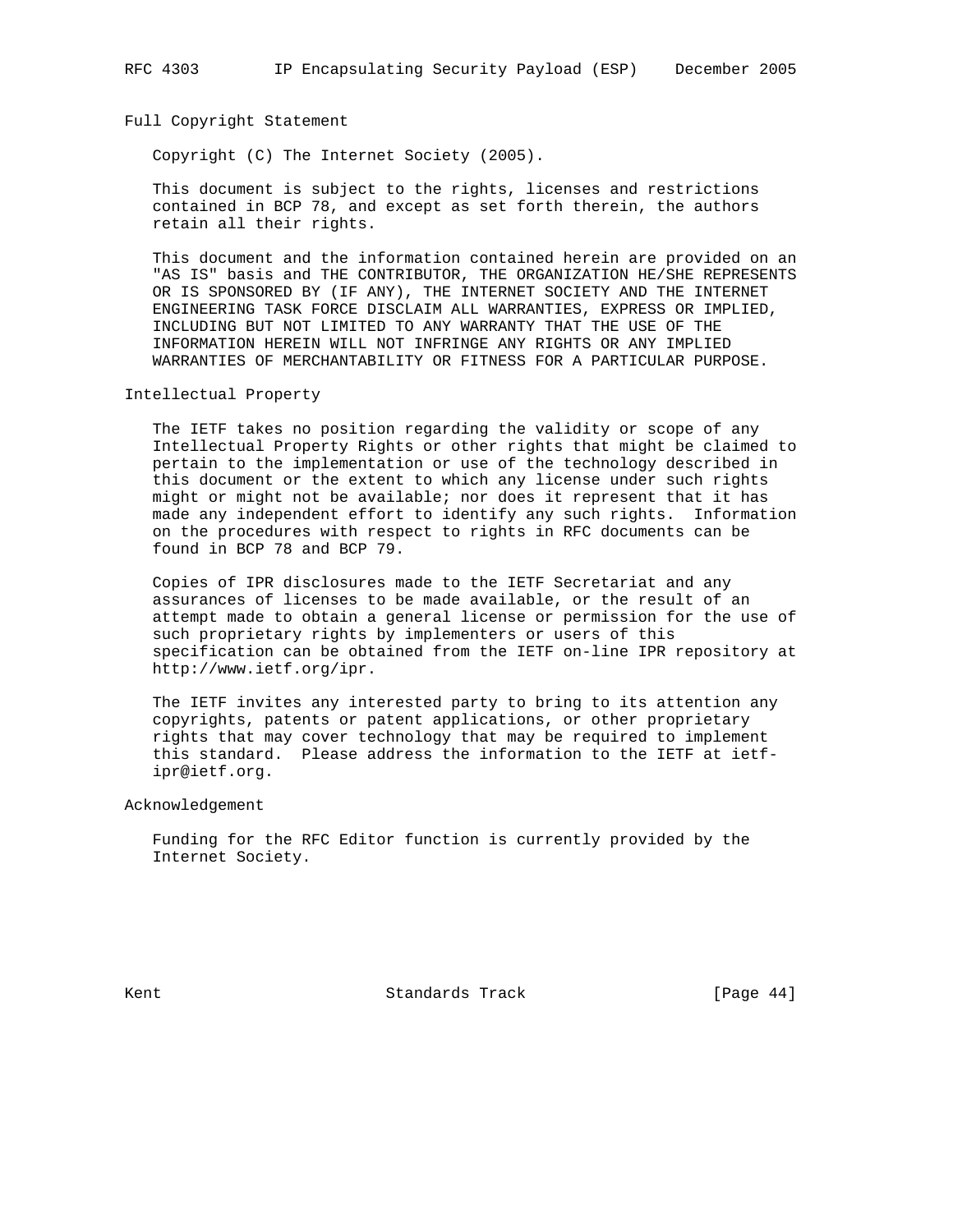## Full Copyright Statement

Copyright (C) The Internet Society (2005).

This document is subject to the rights, licenses and restrictions contained in BCP 78, and except as set forth therein, the authors retain all their rights.

This document and the information contained herein are provided on an "AS IS" basis and THE CONTRIBUTOR, THE ORGANIZATION HE/SHE REPRESENTS OR IS SPONSORED BY (IF ANY), THE INTERNET SOCIETY AND THE INTERNET ENGINEERING TASK FORCE DISCLAIM ALL WARRANTIES, EXPRESS OR IMPLIED, INCLUDING BUT NOT LIMITED TO ANY WARRANTY THAT THE USE OF THE INFORMATION HEREIN WILL NOT INFRINGE ANY RIGHTS OR ANY IMPLIED WARRANTIES OF MERCHANTABILITY OR FITNESS FOR A PARTICULAR PURPOSE.

## Intellectual Property

The IETF takes no position regarding the validity or scope of any Intellectual Property Rights or other rights that might be claimed to pertain to the implementation or use of the technology described in this document or the extent to which any license under such rights might or might not be available; nor does it represent that it has made any independent effort to identify any such rights. Information on the procedures with respect to rights in RFC documents can be found in BCP 78 and BCP 79.

Copies of IPR disclosures made to the IETF Secretariat and any assurances of licenses to be made available, or the result of an attempt made to obtain a general license or permission for the use of such proprietary rights by implementers or users of this specification can be obtained from the IETF on-line IPR repository at http://www.ietf.org/ipr.

The IETF invites any interested party to bring to its attention any copyrights, patents or patent applications, or other proprietary rights that may cover technology that may be required to implement this standard. Please address the information to the IETF at ietf-ipr@ietf.org.

## Acknowledgement

Funding for the RFC Editor function is currently provided by the Internet Society.